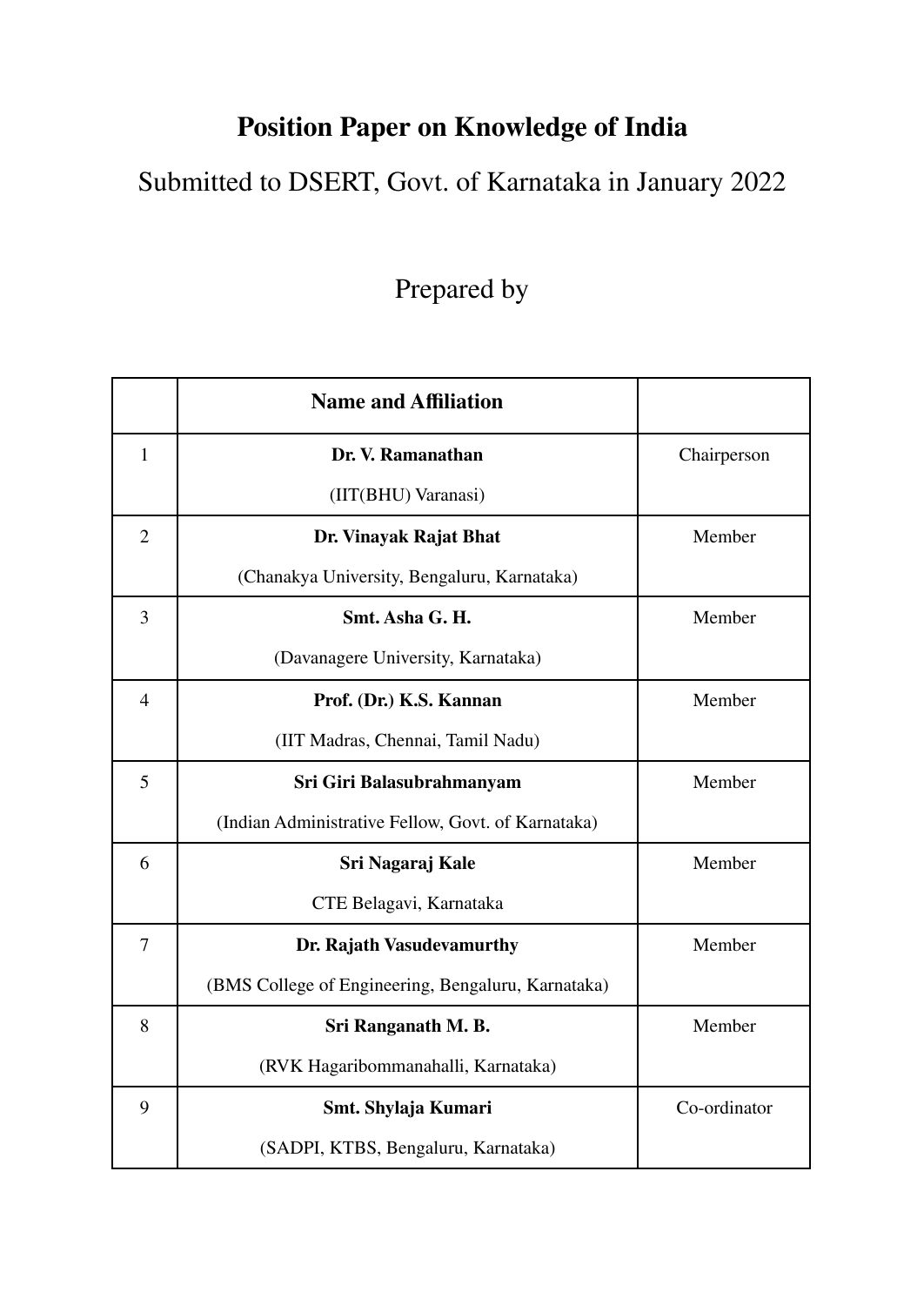# Position Paper on Knowledge of India

Submitted to DSERT, Govt. of Karnataka in January 2022

Prepared by

| | Name and Affiliation | |
|---|---|---|
| 1 | **Dr. V. Ramanathan**<br>(IIT(BHU) Varanasi) | Chairperson |
| 2 | **Dr. Vinayak Rajat Bhat**<br>(Chanakya University, Bengaluru, Karnataka) | Member |
| 3 | **Smt. Asha G. H.**<br>(Davanagere University, Karnataka) | Member |
| 4 | **Prof. (Dr.) K.S. Kannan**<br>(IIT Madras, Chennai, Tamil Nadu) | Member |
| 5 | **Sri Giri Balasubrahmanyam**<br>(Indian Administrative Fellow, Govt. of Karnataka) | Member |
| 6 | **Sri Nagaraj Kale**<br>CTE Belagavi, Karnataka | Member |
| 7 | **Dr. Rajath Vasudevamurthy**<br>(BMS College of Engineering, Bengaluru, Karnataka) | Member |
| 8 | **Sri Ranganath M. B.**<br>(RVK Hagaribommanahalli, Karnataka) | Member |
| 9 | **Smt. Shylaja Kumari**<br>(SADPI, KTBS, Bengaluru, Karnataka) | Co-ordinator |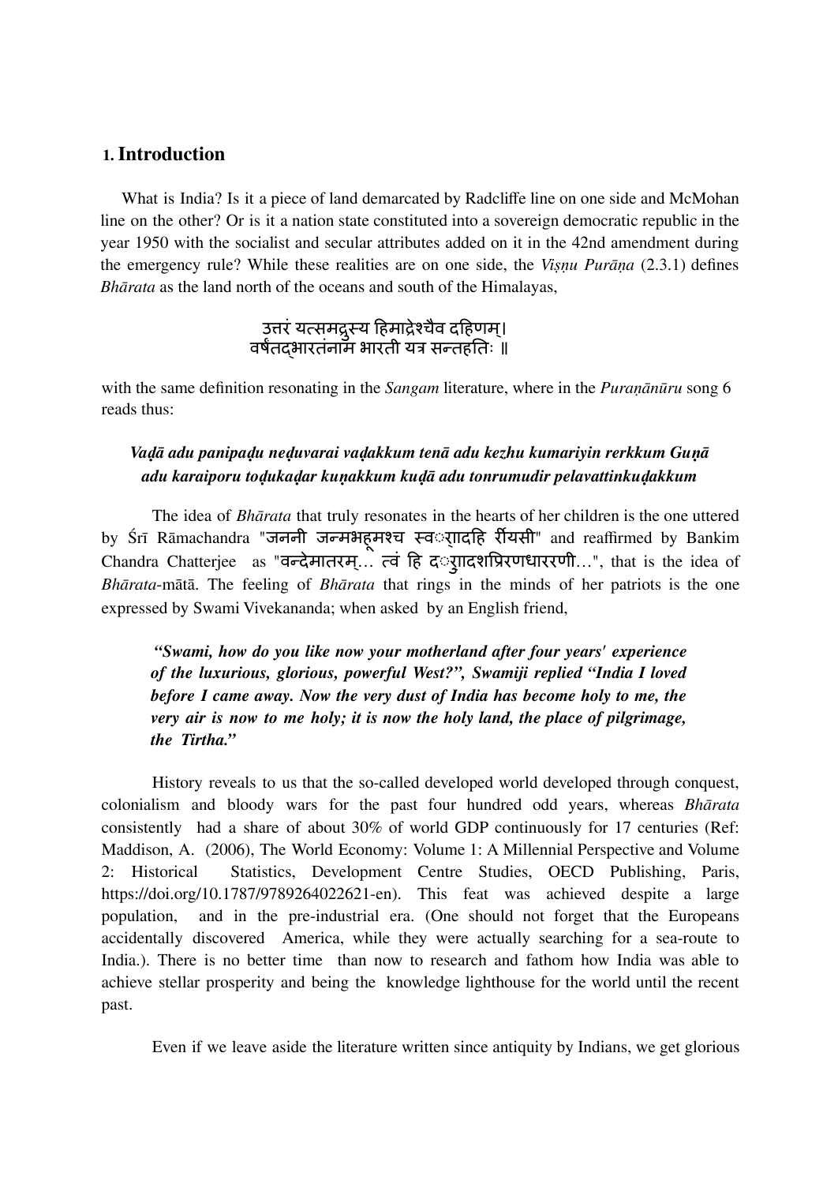## 1. Introduction

What is India? Is it a piece of land demarcated by Radcliffe line on one side and McMohan line on the other? Or is it a nation state constituted into a sovereign democratic republic in the year 1950 with the socialist and secular attributes added on it in the 42nd amendment during the emergency rule? While these realities are on one side, the *Viṣṇu Purāṇa* (2.3.1) defines *Bhārata* as the land north of the oceans and south of the Himalayas,

उत्तरं यत्समद्रुस्य हिमाद्रेश्चैव दहिणम्।
वर्षंतद्भारतंनाम भारती यत्र सन्तहतिः ॥

with the same definition resonating in the *Sangam* literature, where in the *Puraṇānūru* song 6 reads thus:

***Vaḍā adu panipaḍu neḍuvarai vaḍakkum tenā adu kezhu kumariyin rerkkum Guṇā adu karaiporu toḍukaḍar kuṇakkum kuḍā adu tonrumudir pelavattinkuḍakkum***

The idea of *Bhārata* that truly resonates in the hearts of her children is the one uttered by Śrī Rāmachandra "जननी जन्मभहूमश्च स्वर्गादहि रीयसी" and reaffirmed by Bankim Chandra Chatterjee as "वन्देमातरम्... त्वं हि दर्गुादशप्रिरणधाररणी...", that is the idea of *Bhārata*-mātā. The feeling of *Bhārata* that rings in the minds of her patriots is the one expressed by Swami Vivekananda; when asked by an English friend,

> ***"Swami, how do you like now your motherland after four years' experience of the luxurious, glorious, powerful West?", Swamiji replied "India I loved before I came away. Now the very dust of India has become holy to me, the very air is now to me holy; it is now the holy land, the place of pilgrimage, the Tirtha."***

History reveals to us that the so-called developed world developed through conquest, colonialism and bloody wars for the past four hundred odd years, whereas *Bhārata* consistently had a share of about 30% of world GDP continuously for 17 centuries (Ref: Maddison, A. (2006), The World Economy: Volume 1: A Millennial Perspective and Volume 2: Historical Statistics, Development Centre Studies, OECD Publishing, Paris, https://doi.org/10.1787/9789264022621-en). This feat was achieved despite a large population, and in the pre-industrial era. (One should not forget that the Europeans accidentally discovered America, while they were actually searching for a sea-route to India.). There is no better time than now to research and fathom how India was able to achieve stellar prosperity and being the knowledge lighthouse for the world until the recent past.

Even if we leave aside the literature written since antiquity by Indians, we get glorious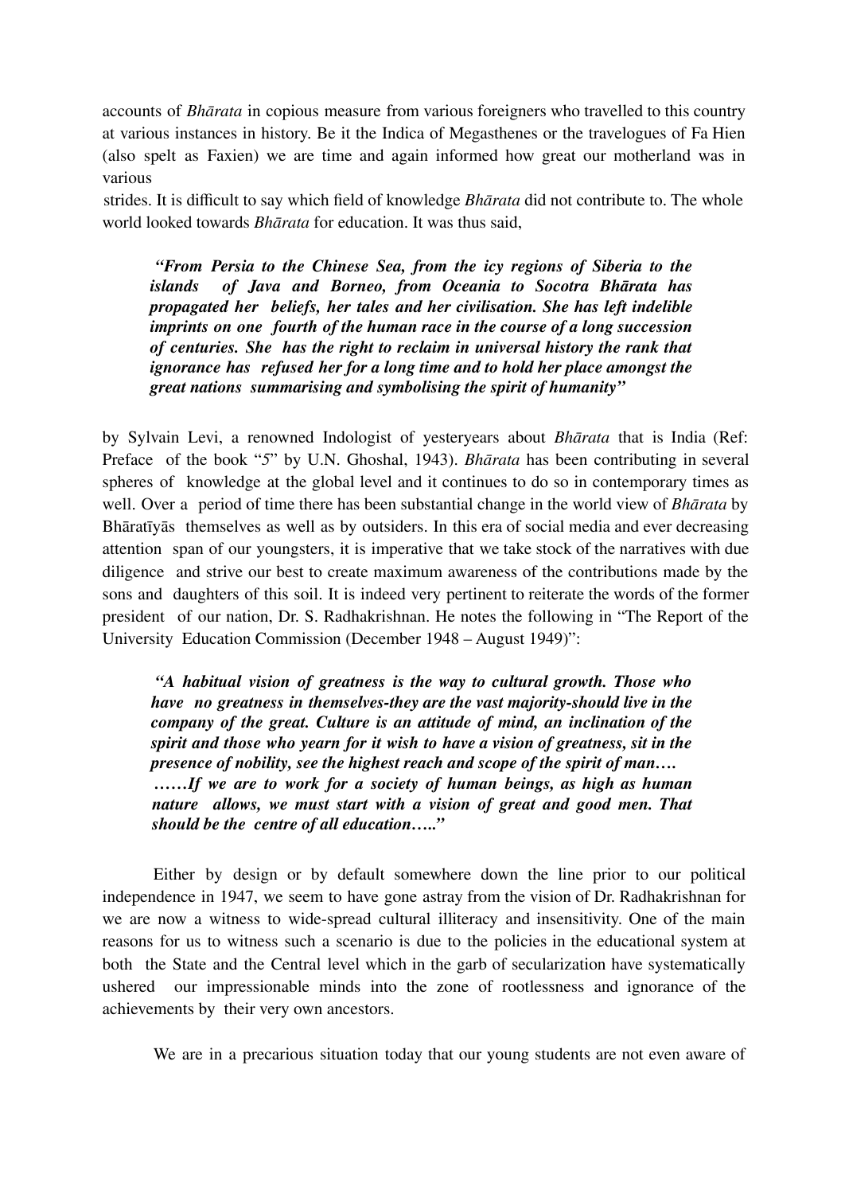accounts of *Bhārata* in copious measure from various foreigners who travelled to this country at various instances in history. Be it the Indica of Megasthenes or the travelogues of Fa Hien (also spelt as Faxien) we are time and again informed how great our motherland was in various strides. It is difficult to say which field of knowledge *Bhārata* did not contribute to. The whole world looked towards *Bhārata* for education. It was thus said,

> ***"From Persia to the Chinese Sea, from the icy regions of Siberia to the islands of Java and Borneo, from Oceania to Socotra Bhārata has propagated her beliefs, her tales and her civilisation. She has left indelible imprints on one fourth of the human race in the course of a long succession of centuries. She has the right to reclaim in universal history the rank that ignorance has refused her for a long time and to hold her place amongst the great nations summarising and symbolising the spirit of humanity"***

by Sylvain Levi, a renowned Indologist of yesteryears about *Bhārata* that is India (Ref: Preface of the book "*5*" by U.N. Ghoshal, 1943). *Bhārata* has been contributing in several spheres of knowledge at the global level and it continues to do so in contemporary times as well. Over a period of time there has been substantial change in the world view of *Bhārata* by Bhāratīyās themselves as well as by outsiders. In this era of social media and ever decreasing attention span of our youngsters, it is imperative that we take stock of the narratives with due diligence and strive our best to create maximum awareness of the contributions made by the sons and daughters of this soil. It is indeed very pertinent to reiterate the words of the former president of our nation, Dr. S. Radhakrishnan. He notes the following in "The Report of the University Education Commission (December 1948 – August 1949)":

> ***"A habitual vision of greatness is the way to cultural growth. Those who have no greatness in themselves-they are the vast majority-should live in the company of the great. Culture is an attitude of mind, an inclination of the spirit and those who yearn for it wish to have a vision of greatness, sit in the presence of nobility, see the highest reach and scope of the spirit of man….***
> ***……If we are to work for a society of human beings, as high as human nature allows, we must start with a vision of great and good men. That should be the centre of all education….."***

Either by design or by default somewhere down the line prior to our political independence in 1947, we seem to have gone astray from the vision of Dr. Radhakrishnan for we are now a witness to wide-spread cultural illiteracy and insensitivity. One of the main reasons for us to witness such a scenario is due to the policies in the educational system at both the State and the Central level which in the garb of secularization have systematically ushered our impressionable minds into the zone of rootlessness and ignorance of the achievements by their very own ancestors.

We are in a precarious situation today that our young students are not even aware of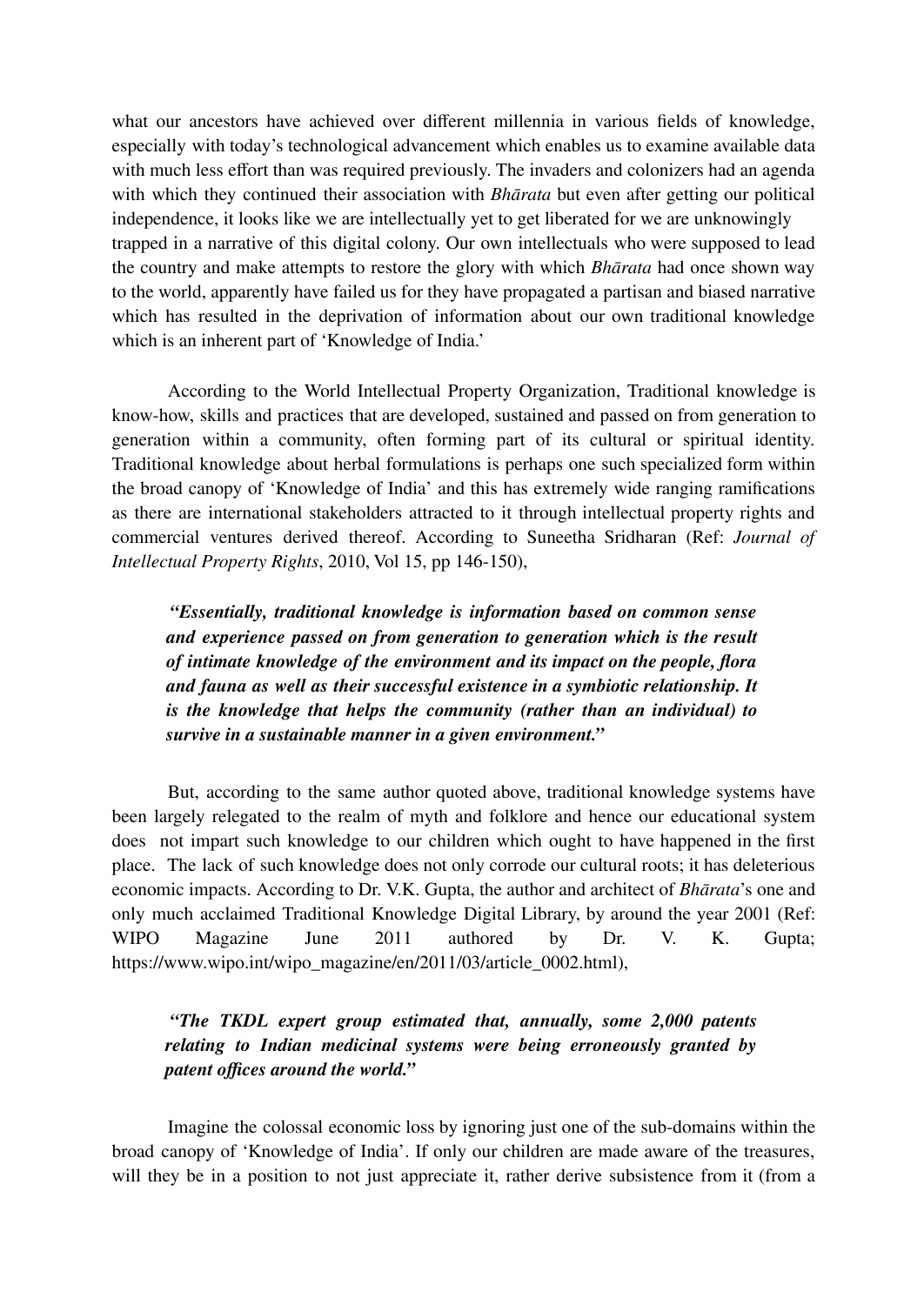what our ancestors have achieved over different millennia in various fields of knowledge, especially with today's technological advancement which enables us to examine available data with much less effort than was required previously. The invaders and colonizers had an agenda with which they continued their association with *Bhārata* but even after getting our political independence, it looks like we are intellectually yet to get liberated for we are unknowingly trapped in a narrative of this digital colony. Our own intellectuals who were supposed to lead the country and make attempts to restore the glory with which *Bhārata* had once shown way to the world, apparently have failed us for they have propagated a partisan and biased narrative which has resulted in the deprivation of information about our own traditional knowledge which is an inherent part of 'Knowledge of India.'

According to the World Intellectual Property Organization, Traditional knowledge is know-how, skills and practices that are developed, sustained and passed on from generation to generation within a community, often forming part of its cultural or spiritual identity. Traditional knowledge about herbal formulations is perhaps one such specialized form within the broad canopy of 'Knowledge of India' and this has extremely wide ranging ramifications as there are international stakeholders attracted to it through intellectual property rights and commercial ventures derived thereof. According to Suneetha Sridharan (Ref: *Journal of Intellectual Property Rights*, 2010, Vol 15, pp 146-150),

> ***"Essentially, traditional knowledge is information based on common sense and experience passed on from generation to generation which is the result of intimate knowledge of the environment and its impact on the people, flora and fauna as well as their successful existence in a symbiotic relationship. It is the knowledge that helps the community (rather than an individual) to survive in a sustainable manner in a given environment."***

But, according to the same author quoted above, traditional knowledge systems have been largely relegated to the realm of myth and folklore and hence our educational system does not impart such knowledge to our children which ought to have happened in the first place. The lack of such knowledge does not only corrode our cultural roots; it has deleterious economic impacts. According to Dr. V.K. Gupta, the author and architect of *Bhārata*'s one and only much acclaimed Traditional Knowledge Digital Library, by around the year 2001 (Ref: WIPO Magazine June 2011 authored by Dr. V. K. Gupta; https://www.wipo.int/wipo_magazine/en/2011/03/article_0002.html),

> ***"The TKDL expert group estimated that, annually, some 2,000 patents relating to Indian medicinal systems were being erroneously granted by patent offices around the world."***

Imagine the colossal economic loss by ignoring just one of the sub-domains within the broad canopy of 'Knowledge of India'. If only our children are made aware of the treasures, will they be in a position to not just appreciate it, rather derive subsistence from it (from a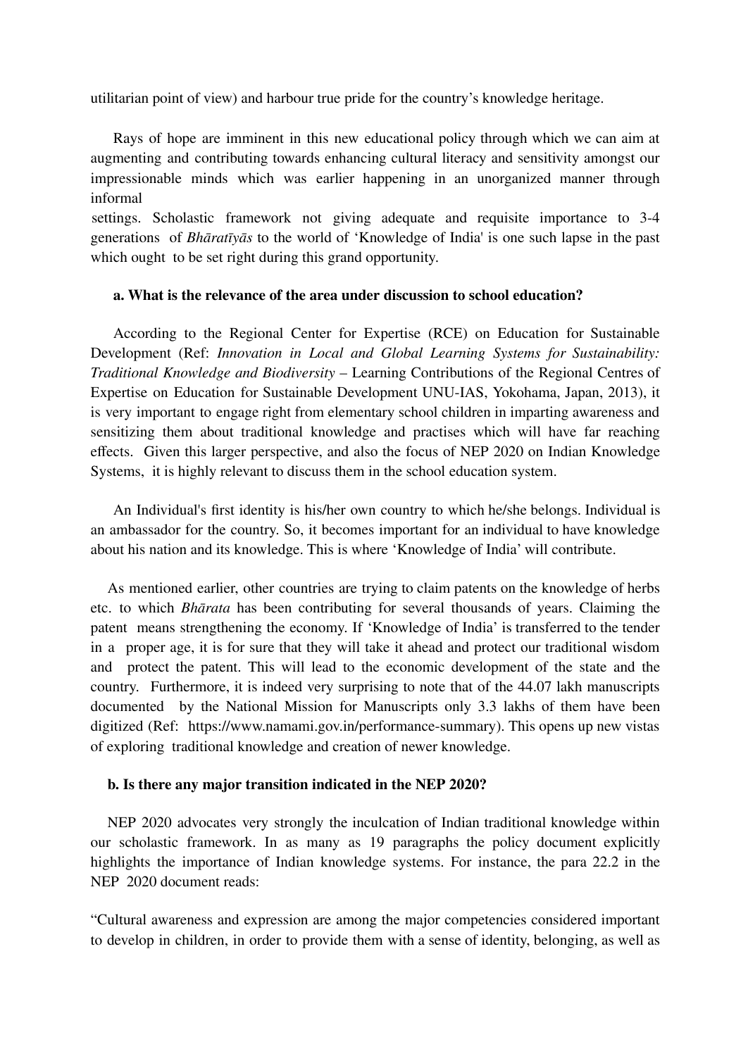utilitarian point of view) and harbour true pride for the country's knowledge heritage.

Rays of hope are imminent in this new educational policy through which we can aim at augmenting and contributing towards enhancing cultural literacy and sensitivity amongst our impressionable minds which was earlier happening in an unorganized manner through informal settings. Scholastic framework not giving adequate and requisite importance to 3-4 generations of *Bhāratīyās* to the world of 'Knowledge of India' is one such lapse in the past which ought to be set right during this grand opportunity.

**a. What is the relevance of the area under discussion to school education?**

According to the Regional Center for Expertise (RCE) on Education for Sustainable Development (Ref: *Innovation in Local and Global Learning Systems for Sustainability: Traditional Knowledge and Biodiversity* – Learning Contributions of the Regional Centres of Expertise on Education for Sustainable Development UNU-IAS, Yokohama, Japan, 2013), it is very important to engage right from elementary school children in imparting awareness and sensitizing them about traditional knowledge and practises which will have far reaching effects. Given this larger perspective, and also the focus of NEP 2020 on Indian Knowledge Systems, it is highly relevant to discuss them in the school education system.

An Individual's first identity is his/her own country to which he/she belongs. Individual is an ambassador for the country. So, it becomes important for an individual to have knowledge about his nation and its knowledge. This is where 'Knowledge of India' will contribute.

As mentioned earlier, other countries are trying to claim patents on the knowledge of herbs etc. to which *Bhārata* has been contributing for several thousands of years. Claiming the patent means strengthening the economy. If 'Knowledge of India' is transferred to the tender in a proper age, it is for sure that they will take it ahead and protect our traditional wisdom and protect the patent. This will lead to the economic development of the state and the country. Furthermore, it is indeed very surprising to note that of the 44.07 lakh manuscripts documented by the National Mission for Manuscripts only 3.3 lakhs of them have been digitized (Ref: https://www.namami.gov.in/performance-summary). This opens up new vistas of exploring traditional knowledge and creation of newer knowledge.

**b. Is there any major transition indicated in the NEP 2020?**

NEP 2020 advocates very strongly the inculcation of Indian traditional knowledge within our scholastic framework. In as many as 19 paragraphs the policy document explicitly highlights the importance of Indian knowledge systems. For instance, the para 22.2 in the NEP 2020 document reads:

"Cultural awareness and expression are among the major competencies considered important to develop in children, in order to provide them with a sense of identity, belonging, as well as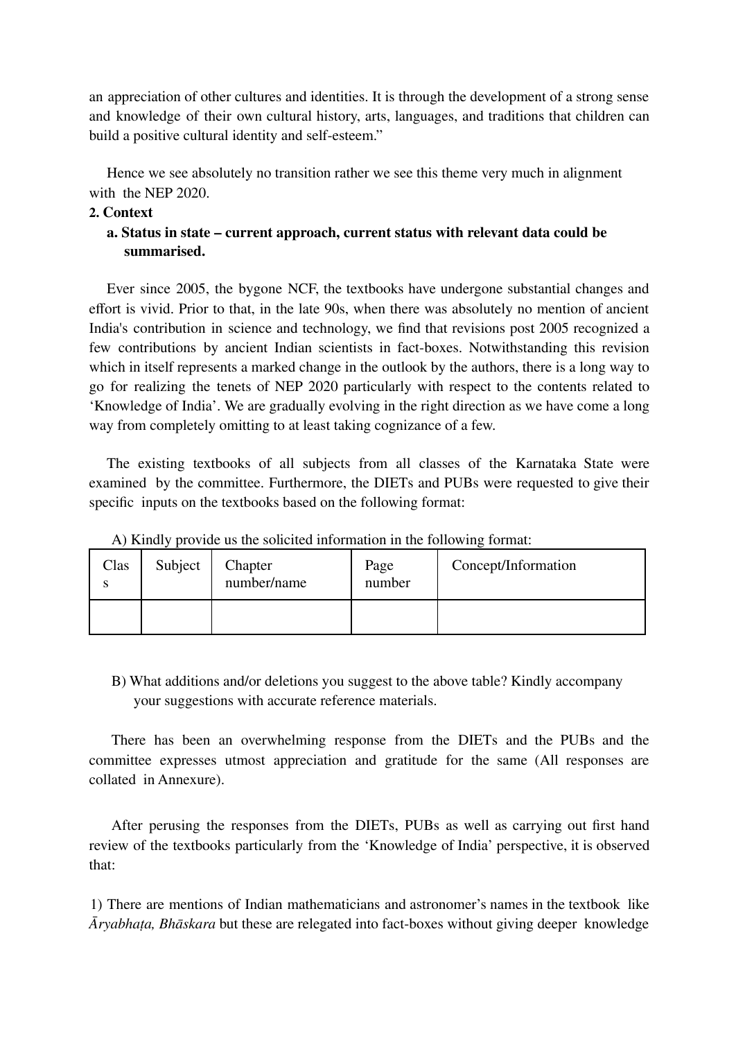an appreciation of other cultures and identities. It is through the development of a strong sense and knowledge of their own cultural history, arts, languages, and traditions that children can build a positive cultural identity and self-esteem."

Hence we see absolutely no transition rather we see this theme very much in alignment with the NEP 2020.

**2. Context**

**a. Status in state – current approach, current status with relevant data could be summarised.**

Ever since 2005, the bygone NCF, the textbooks have undergone substantial changes and effort is vivid. Prior to that, in the late 90s, when there was absolutely no mention of ancient India's contribution in science and technology, we find that revisions post 2005 recognized a few contributions by ancient Indian scientists in fact-boxes. Notwithstanding this revision which in itself represents a marked change in the outlook by the authors, there is a long way to go for realizing the tenets of NEP 2020 particularly with respect to the contents related to 'Knowledge of India'. We are gradually evolving in the right direction as we have come a long way from completely omitting to at least taking cognizance of a few.

The existing textbooks of all subjects from all classes of the Karnataka State were examined by the committee. Furthermore, the DIETs and PUBs were requested to give their specific inputs on the textbooks based on the following format:

A) Kindly provide us the solicited information in the following format:

| Class | Subject | Chapter number/name | Page number | Concept/Information |
|---|---|---|---|---|
| | | | | |

B) What additions and/or deletions you suggest to the above table? Kindly accompany your suggestions with accurate reference materials.

There has been an overwhelming response from the DIETs and the PUBs and the committee expresses utmost appreciation and gratitude for the same (All responses are collated in Annexure).

After perusing the responses from the DIETs, PUBs as well as carrying out first hand review of the textbooks particularly from the 'Knowledge of India' perspective, it is observed that:

1) There are mentions of Indian mathematicians and astronomer's names in the textbook like *Āryabhaṭa, Bhāskara* but these are relegated into fact-boxes without giving deeper knowledge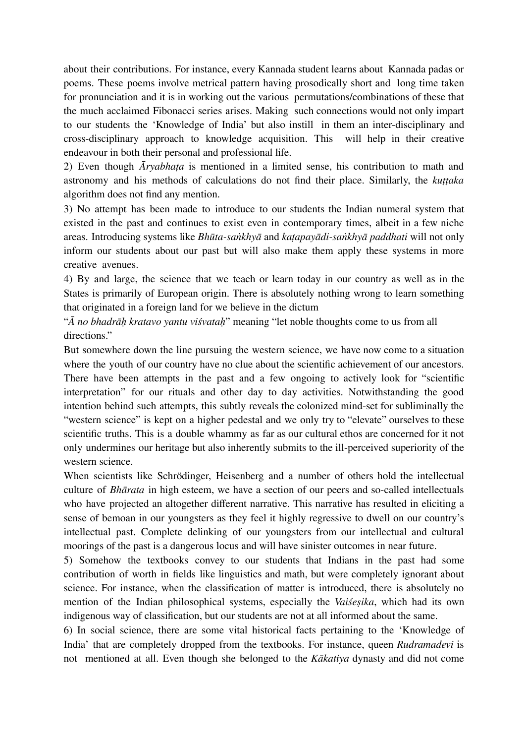about their contributions. For instance, every Kannada student learns about Kannada padas or poems. These poems involve metrical pattern having prosodically short and long time taken for pronunciation and it is in working out the various permutations/combinations of these that the much acclaimed Fibonacci series arises. Making such connections would not only impart to our students the 'Knowledge of India' but also instill in them an inter-disciplinary and cross-disciplinary approach to knowledge acquisition. This will help in their creative endeavour in both their personal and professional life.

2) Even though *Āryabhaṭa* is mentioned in a limited sense, his contribution to math and astronomy and his methods of calculations do not find their place. Similarly, the *kuṭṭaka* algorithm does not find any mention.

3) No attempt has been made to introduce to our students the Indian numeral system that existed in the past and continues to exist even in contemporary times, albeit in a few niche areas. Introducing systems like *Bhūta-saṅkhyā* and *kaṭapayādi-saṅkhyā paddhati* will not only inform our students about our past but will also make them apply these systems in more creative avenues.

4) By and large, the science that we teach or learn today in our country as well as in the States is primarily of European origin. There is absolutely nothing wrong to learn something that originated in a foreign land for we believe in the dictum

"*Ā no bhadrāḥ kratavo yantu viśvataḥ*" meaning "let noble thoughts come to us from all directions."

But somewhere down the line pursuing the western science, we have now come to a situation where the youth of our country have no clue about the scientific achievement of our ancestors. There have been attempts in the past and a few ongoing to actively look for "scientific interpretation" for our rituals and other day to day activities. Notwithstanding the good intention behind such attempts, this subtly reveals the colonized mind-set for subliminally the "western science" is kept on a higher pedestal and we only try to "elevate" ourselves to these scientific truths. This is a double whammy as far as our cultural ethos are concerned for it not only undermines our heritage but also inherently submits to the ill-perceived superiority of the western science.

When scientists like Schrödinger, Heisenberg and a number of others hold the intellectual culture of *Bhārata* in high esteem, we have a section of our peers and so-called intellectuals who have projected an altogether different narrative. This narrative has resulted in eliciting a sense of bemoan in our youngsters as they feel it highly regressive to dwell on our country's intellectual past. Complete delinking of our youngsters from our intellectual and cultural moorings of the past is a dangerous locus and will have sinister outcomes in near future.

5) Somehow the textbooks convey to our students that Indians in the past had some contribution of worth in fields like linguistics and math, but were completely ignorant about science. For instance, when the classification of matter is introduced, there is absolutely no mention of the Indian philosophical systems, especially the *Vaiśeṣika*, which had its own indigenous way of classification, but our students are not at all informed about the same.

6) In social science, there are some vital historical facts pertaining to the 'Knowledge of India' that are completely dropped from the textbooks. For instance, queen *Rudramadevi* is not mentioned at all. Even though she belonged to the *Kākatiya* dynasty and did not come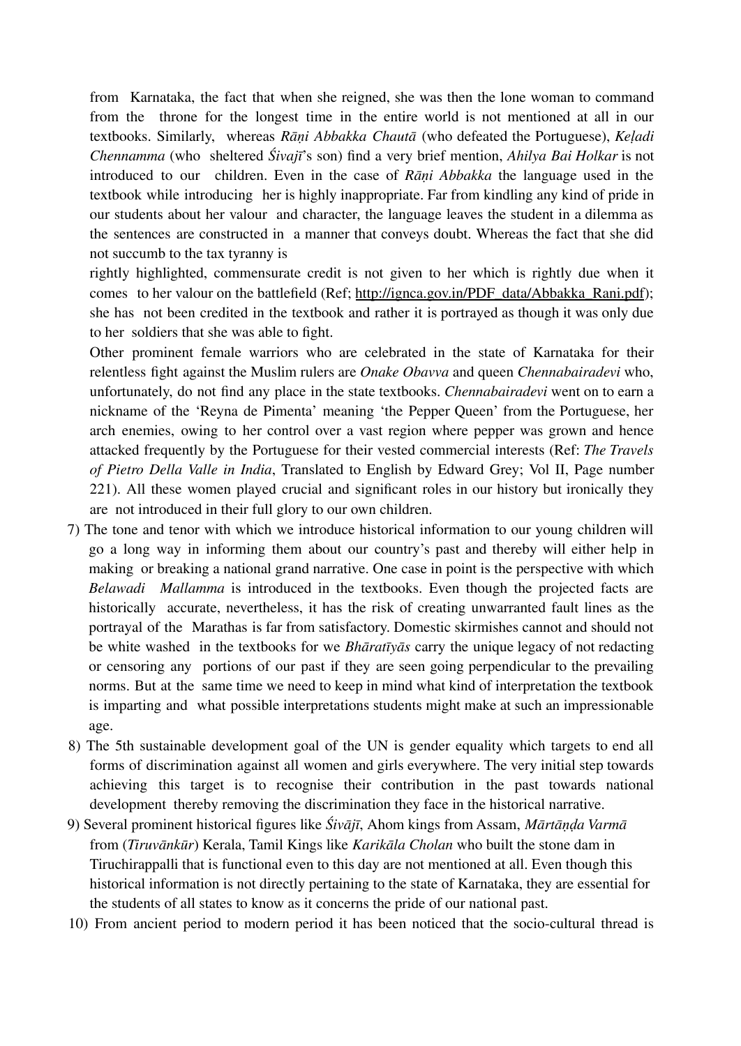from Karnataka, the fact that when she reigned, she was then the lone woman to command from the throne for the longest time in the entire world is not mentioned at all in our textbooks. Similarly, whereas *Rāṇi Abbakka Chautā* (who defeated the Portuguese), *Keḷadi Chennamma* (who sheltered *Śivajī*'s son) find a very brief mention, *Ahilya Bai Holkar* is not introduced to our children. Even in the case of *Rāṇi Abbakka* the language used in the textbook while introducing her is highly inappropriate. Far from kindling any kind of pride in our students about her valour and character, the language leaves the student in a dilemma as the sentences are constructed in a manner that conveys doubt. Whereas the fact that she did not succumb to the tax tyranny is

rightly highlighted, commensurate credit is not given to her which is rightly due when it comes to her valour on the battlefield (Ref; http://ignca.gov.in/PDF_data/Abbakka_Rani.pdf); she has not been credited in the textbook and rather it is portrayed as though it was only due to her soldiers that she was able to fight.

Other prominent female warriors who are celebrated in the state of Karnataka for their relentless fight against the Muslim rulers are *Onake Obavva* and queen *Chennabairadevi* who, unfortunately, do not find any place in the state textbooks. *Chennabairadevi* went on to earn a nickname of the 'Reyna de Pimenta' meaning 'the Pepper Queen' from the Portuguese, her arch enemies, owing to her control over a vast region where pepper was grown and hence attacked frequently by the Portuguese for their vested commercial interests (Ref: *The Travels of Pietro Della Valle in India*, Translated to English by Edward Grey; Vol II, Page number 221). All these women played crucial and significant roles in our history but ironically they are not introduced in their full glory to our own children.

7) The tone and tenor with which we introduce historical information to our young children will go a long way in informing them about our country's past and thereby will either help in making or breaking a national grand narrative. One case in point is the perspective with which *Belawadi Mallamma* is introduced in the textbooks. Even though the projected facts are historically accurate, nevertheless, it has the risk of creating unwarranted fault lines as the portrayal of the Marathas is far from satisfactory. Domestic skirmishes cannot and should not be white washed in the textbooks for we *Bhāratīyās* carry the unique legacy of not redacting or censoring any portions of our past if they are seen going perpendicular to the prevailing norms. But at the same time we need to keep in mind what kind of interpretation the textbook is imparting and what possible interpretations students might make at such an impressionable age.

8) The 5th sustainable development goal of the UN is gender equality which targets to end all forms of discrimination against all women and girls everywhere. The very initial step towards achieving this target is to recognise their contribution in the past towards national development thereby removing the discrimination they face in the historical narrative.

9) Several prominent historical figures like *Śivājī*, Ahom kings from Assam, *Mārtāṇḍa Varmā* from (*Tiruvānkūr*) Kerala, Tamil Kings like *Karikāla Cholan* who built the stone dam in Tiruchirappalli that is functional even to this day are not mentioned at all. Even though this historical information is not directly pertaining to the state of Karnataka, they are essential for the students of all states to know as it concerns the pride of our national past.

10) From ancient period to modern period it has been noticed that the socio-cultural thread is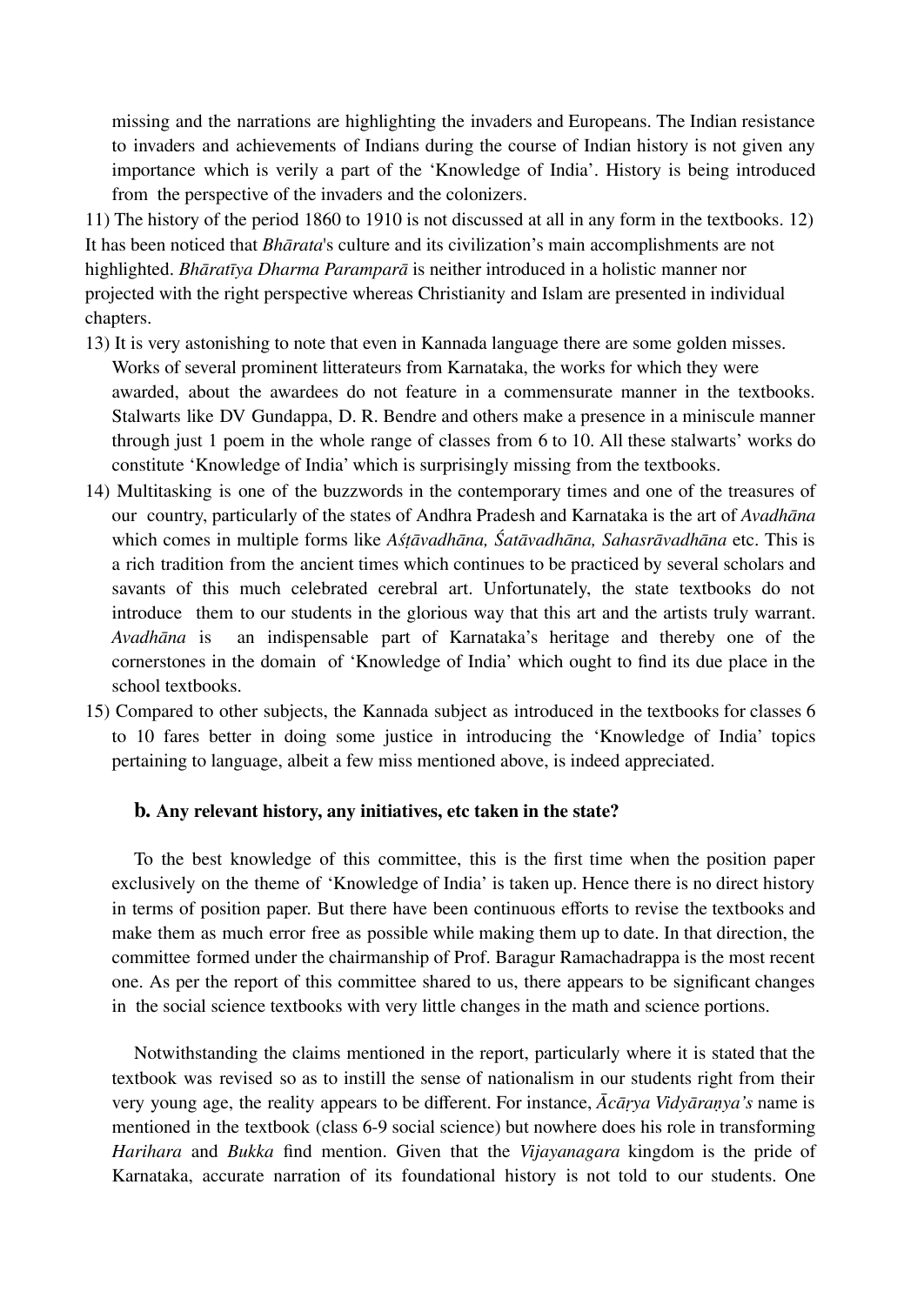missing and the narrations are highlighting the invaders and Europeans. The Indian resistance to invaders and achievements of Indians during the course of Indian history is not given any importance which is verily a part of the 'Knowledge of India'. History is being introduced from the perspective of the invaders and the colonizers.

11) The history of the period 1860 to 1910 is not discussed at all in any form in the textbooks. 12) It has been noticed that *Bhārata*'s culture and its civilization's main accomplishments are not highlighted. *Bhāratīya Dharma Paramparā* is neither introduced in a holistic manner nor projected with the right perspective whereas Christianity and Islam are presented in individual chapters.

13) It is very astonishing to note that even in Kannada language there are some golden misses. Works of several prominent litterateurs from Karnataka, the works for which they were awarded, about the awardees do not feature in a commensurate manner in the textbooks. Stalwarts like DV Gundappa, D. R. Bendre and others make a presence in a miniscule manner through just 1 poem in the whole range of classes from 6 to 10. All these stalwarts' works do constitute 'Knowledge of India' which is surprisingly missing from the textbooks.

14) Multitasking is one of the buzzwords in the contemporary times and one of the treasures of our country, particularly of the states of Andhra Pradesh and Karnataka is the art of *Avadhāna* which comes in multiple forms like *Aśṭāvadhāna, Śatāvadhāna, Sahasrāvadhāna* etc. This is a rich tradition from the ancient times which continues to be practiced by several scholars and savants of this much celebrated cerebral art. Unfortunately, the state textbooks do not introduce them to our students in the glorious way that this art and the artists truly warrant. *Avadhāna* is an indispensable part of Karnataka's heritage and thereby one of the cornerstones in the domain of 'Knowledge of India' which ought to find its due place in the school textbooks.

15) Compared to other subjects, the Kannada subject as introduced in the textbooks for classes 6 to 10 fares better in doing some justice in introducing the 'Knowledge of India' topics pertaining to language, albeit a few miss mentioned above, is indeed appreciated.

### b. Any relevant history, any initiatives, etc taken in the state?

To the best knowledge of this committee, this is the first time when the position paper exclusively on the theme of 'Knowledge of India' is taken up. Hence there is no direct history in terms of position paper. But there have been continuous efforts to revise the textbooks and make them as much error free as possible while making them up to date. In that direction, the committee formed under the chairmanship of Prof. Baragur Ramachadrappa is the most recent one. As per the report of this committee shared to us, there appears to be significant changes in the social science textbooks with very little changes in the math and science portions.

Notwithstanding the claims mentioned in the report, particularly where it is stated that the textbook was revised so as to instill the sense of nationalism in our students right from their very young age, the reality appears to be different. For instance, *Ācārya Vidyāraṇya's* name is mentioned in the textbook (class 6-9 social science) but nowhere does his role in transforming *Harihara* and *Bukka* find mention. Given that the *Vijayanagara* kingdom is the pride of Karnataka, accurate narration of its foundational history is not told to our students. One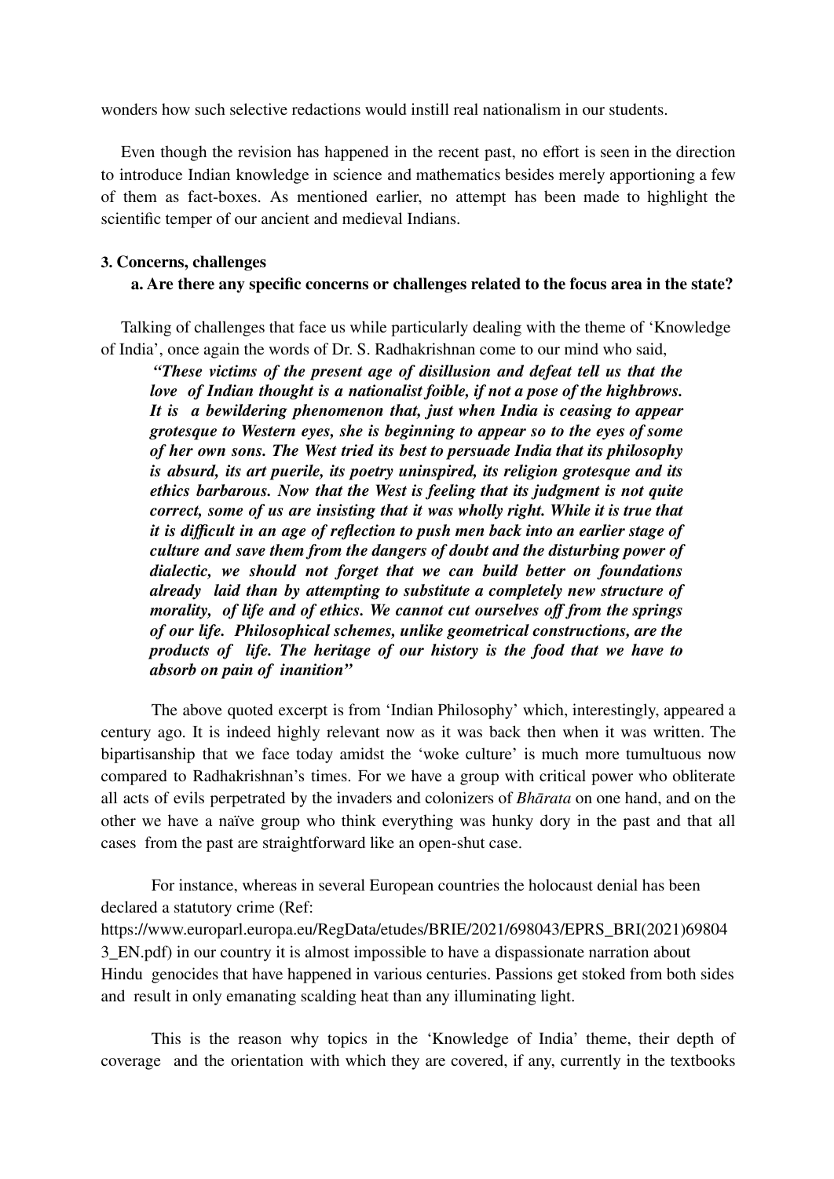wonders how such selective redactions would instill real nationalism in our students.

Even though the revision has happened in the recent past, no effort is seen in the direction to introduce Indian knowledge in science and mathematics besides merely apportioning a few of them as fact-boxes. As mentioned earlier, no attempt has been made to highlight the scientific temper of our ancient and medieval Indians.

**3. Concerns, challenges**

**a. Are there any specific concerns or challenges related to the focus area in the state?**

Talking of challenges that face us while particularly dealing with the theme of 'Knowledge of India', once again the words of Dr. S. Radhakrishnan come to our mind who said,

> ***"These victims of the present age of disillusion and defeat tell us that the love of Indian thought is a nationalist foible, if not a pose of the highbrows. It is a bewildering phenomenon that, just when India is ceasing to appear grotesque to Western eyes, she is beginning to appear so to the eyes of some of her own sons. The West tried its best to persuade India that its philosophy is absurd, its art puerile, its poetry uninspired, its religion grotesque and its ethics barbarous. Now that the West is feeling that its judgment is not quite correct, some of us are insisting that it was wholly right. While it is true that it is difficult in an age of reflection to push men back into an earlier stage of culture and save them from the dangers of doubt and the disturbing power of dialectic, we should not forget that we can build better on foundations already laid than by attempting to substitute a completely new structure of morality, of life and of ethics. We cannot cut ourselves off from the springs of our life. Philosophical schemes, unlike geometrical constructions, are the products of life. The heritage of our history is the food that we have to absorb on pain of inanition"***

The above quoted excerpt is from 'Indian Philosophy' which, interestingly, appeared a century ago. It is indeed highly relevant now as it was back then when it was written. The bipartisanship that we face today amidst the 'woke culture' is much more tumultuous now compared to Radhakrishnan's times. For we have a group with critical power who obliterate all acts of evils perpetrated by the invaders and colonizers of *Bhārata* on one hand, and on the other we have a naïve group who think everything was hunky dory in the past and that all cases from the past are straightforward like an open-shut case.

For instance, whereas in several European countries the holocaust denial has been declared a statutory crime (Ref: https://www.europarl.europa.eu/RegData/etudes/BRIE/2021/698043/EPRS_BRI(2021)698043_EN.pdf) in our country it is almost impossible to have a dispassionate narration about Hindu genocides that have happened in various centuries. Passions get stoked from both sides and result in only emanating scalding heat than any illuminating light.

This is the reason why topics in the 'Knowledge of India' theme, their depth of coverage and the orientation with which they are covered, if any, currently in the textbooks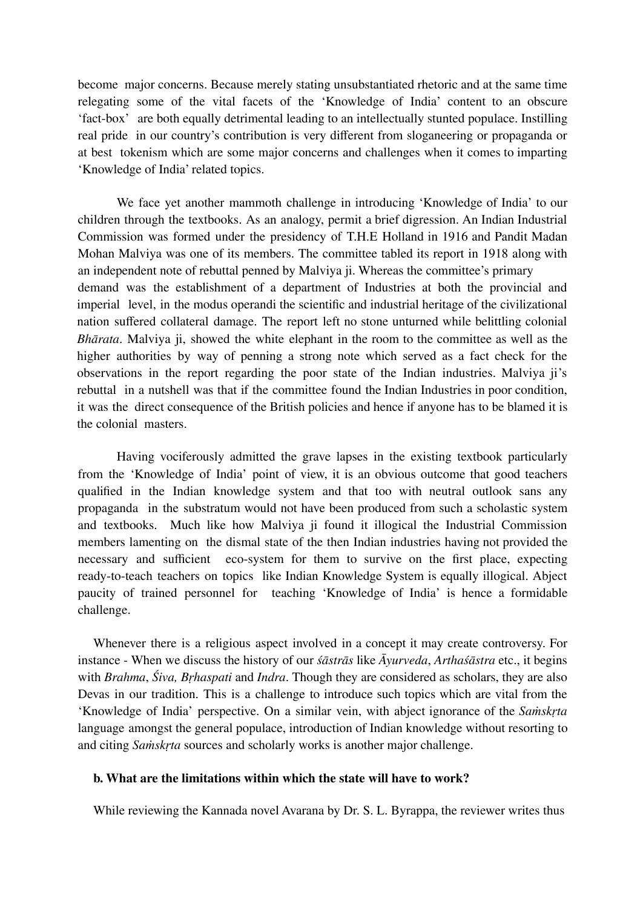become major concerns. Because merely stating unsubstantiated rhetoric and at the same time relegating some of the vital facets of the 'Knowledge of India' content to an obscure 'fact-box' are both equally detrimental leading to an intellectually stunted populace. Instilling real pride in our country's contribution is very different from sloganeering or propaganda or at best tokenism which are some major concerns and challenges when it comes to imparting 'Knowledge of India' related topics.

We face yet another mammoth challenge in introducing 'Knowledge of India' to our children through the textbooks. As an analogy, permit a brief digression. An Indian Industrial Commission was formed under the presidency of T.H.E Holland in 1916 and Pandit Madan Mohan Malviya was one of its members. The committee tabled its report in 1918 along with an independent note of rebuttal penned by Malviya ji. Whereas the committee's primary demand was the establishment of a department of Industries at both the provincial and imperial level, in the modus operandi the scientific and industrial heritage of the civilizational nation suffered collateral damage. The report left no stone unturned while belittling colonial *Bhārata*. Malviya ji, showed the white elephant in the room to the committee as well as the higher authorities by way of penning a strong note which served as a fact check for the observations in the report regarding the poor state of the Indian industries. Malviya ji's rebuttal in a nutshell was that if the committee found the Indian Industries in poor condition, it was the direct consequence of the British policies and hence if anyone has to be blamed it is the colonial masters.

Having vociferously admitted the grave lapses in the existing textbook particularly from the 'Knowledge of India' point of view, it is an obvious outcome that good teachers qualified in the Indian knowledge system and that too with neutral outlook sans any propaganda in the substratum would not have been produced from such a scholastic system and textbooks. Much like how Malviya ji found it illogical the Industrial Commission members lamenting on the dismal state of the then Indian industries having not provided the necessary and sufficient eco-system for them to survive on the first place, expecting ready-to-teach teachers on topics like Indian Knowledge System is equally illogical. Abject paucity of trained personnel for teaching 'Knowledge of India' is hence a formidable challenge.

Whenever there is a religious aspect involved in a concept it may create controversy. For instance - When we discuss the history of our *śāstrās* like *Āyurveda*, *Arthaśāstra* etc., it begins with *Brahma*, *Śiva, Bṛhaspati* and *Indra*. Though they are considered as scholars, they are also Devas in our tradition. This is a challenge to introduce such topics which are vital from the 'Knowledge of India' perspective. On a similar vein, with abject ignorance of the *Saṁskṛta* language amongst the general populace, introduction of Indian knowledge without resorting to and citing *Saṁskṛta* sources and scholarly works is another major challenge.

**b. What are the limitations within which the state will have to work?**

While reviewing the Kannada novel Avarana by Dr. S. L. Byrappa, the reviewer writes thus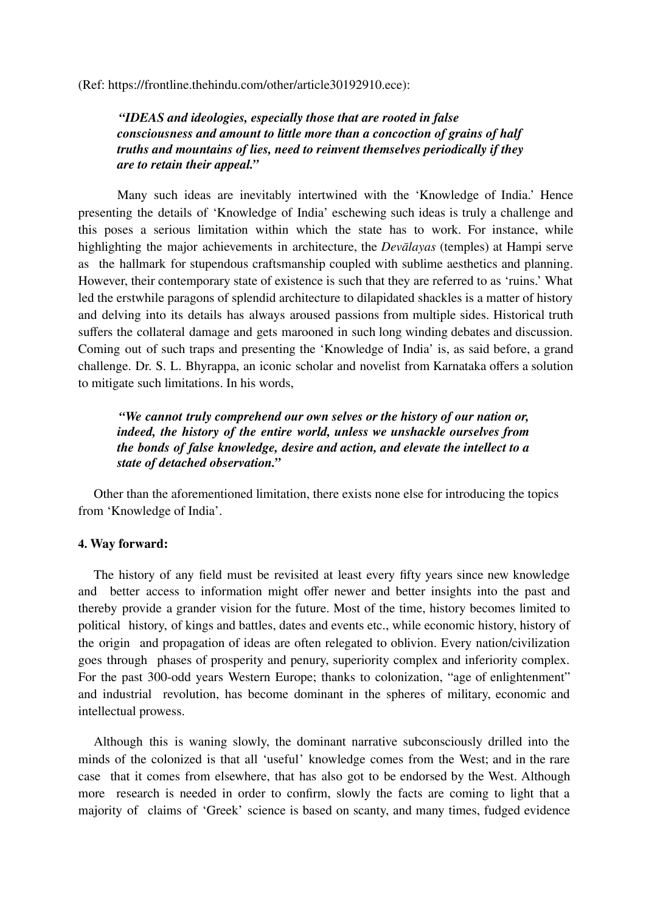(Ref: https://frontline.thehindu.com/other/article30192910.ece):

> ***"IDEAS and ideologies, especially those that are rooted in false consciousness and amount to little more than a concoction of grains of half truths and mountains of lies, need to reinvent themselves periodically if they are to retain their appeal."***

Many such ideas are inevitably intertwined with the 'Knowledge of India.' Hence presenting the details of 'Knowledge of India' eschewing such ideas is truly a challenge and this poses a serious limitation within which the state has to work. For instance, while highlighting the major achievements in architecture, the *Devālayas* (temples) at Hampi serve as the hallmark for stupendous craftsmanship coupled with sublime aesthetics and planning. However, their contemporary state of existence is such that they are referred to as 'ruins.' What led the erstwhile paragons of splendid architecture to dilapidated shackles is a matter of history and delving into its details has always aroused passions from multiple sides. Historical truth suffers the collateral damage and gets marooned in such long winding debates and discussion. Coming out of such traps and presenting the 'Knowledge of India' is, as said before, a grand challenge. Dr. S. L. Bhyrappa, an iconic scholar and novelist from Karnataka offers a solution to mitigate such limitations. In his words,

> ***"We cannot truly comprehend our own selves or the history of our nation or, indeed, the history of the entire world, unless we unshackle ourselves from the bonds of false knowledge, desire and action, and elevate the intellect to a state of detached observation."***

Other than the aforementioned limitation, there exists none else for introducing the topics from 'Knowledge of India'.

**4. Way forward:**

The history of any field must be revisited at least every fifty years since new knowledge and better access to information might offer newer and better insights into the past and thereby provide a grander vision for the future. Most of the time, history becomes limited to political history, of kings and battles, dates and events etc., while economic history, history of the origin and propagation of ideas are often relegated to oblivion. Every nation/civilization goes through phases of prosperity and penury, superiority complex and inferiority complex. For the past 300-odd years Western Europe; thanks to colonization, "age of enlightenment" and industrial revolution, has become dominant in the spheres of military, economic and intellectual prowess.

Although this is waning slowly, the dominant narrative subconsciously drilled into the minds of the colonized is that all 'useful' knowledge comes from the West; and in the rare case that it comes from elsewhere, that has also got to be endorsed by the West. Although more research is needed in order to confirm, slowly the facts are coming to light that a majority of claims of 'Greek' science is based on scanty, and many times, fudged evidence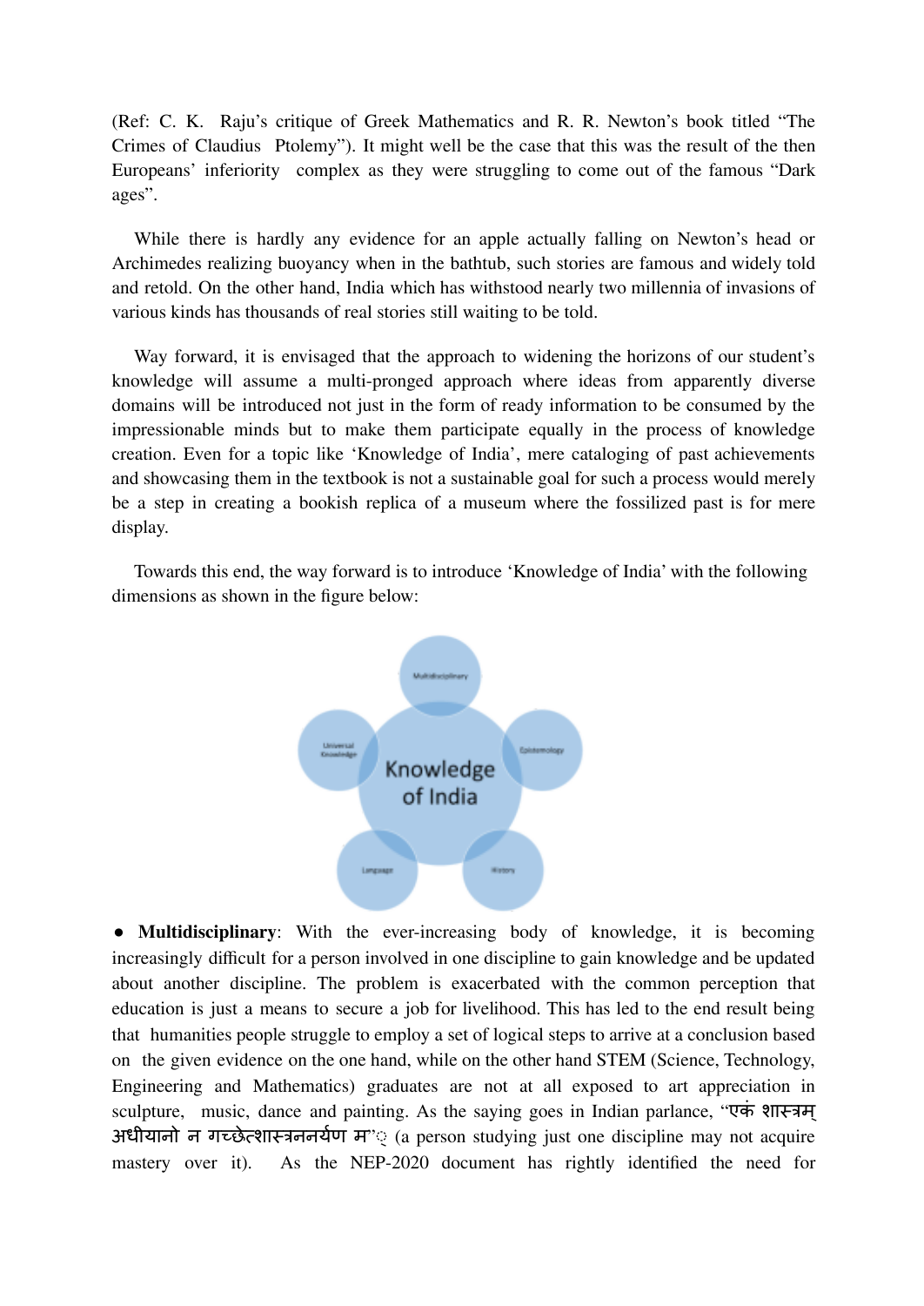(Ref: C. K. Raju's critique of Greek Mathematics and R. R. Newton's book titled "The Crimes of Claudius Ptolemy"). It might well be the case that this was the result of the then Europeans' inferiority complex as they were struggling to come out of the famous "Dark ages".

While there is hardly any evidence for an apple actually falling on Newton's head or Archimedes realizing buoyancy when in the bathtub, such stories are famous and widely told and retold. On the other hand, India which has withstood nearly two millennia of invasions of various kinds has thousands of real stories still waiting to be told.

Way forward, it is envisaged that the approach to widening the horizons of our student's knowledge will assume a multi-pronged approach where ideas from apparently diverse domains will be introduced not just in the form of ready information to be consumed by the impressionable minds but to make them participate equally in the process of knowledge creation. Even for a topic like 'Knowledge of India', mere cataloging of past achievements and showcasing them in the textbook is not a sustainable goal for such a process would merely be a step in creating a bookish replica of a museum where the fossilized past is for mere display.

Towards this end, the way forward is to introduce 'Knowledge of India' with the following dimensions as shown in the figure below:

Knowledge of India

Multidisciplinary

Epistemology

History

Language

Universal Knowledge

- **Multidisciplinary**: With the ever-increasing body of knowledge, it is becoming increasingly difficult for a person involved in one discipline to gain knowledge and be updated about another discipline. The problem is exacerbated with the common perception that education is just a means to secure a job for livelihood. This has led to the end result being that humanities people struggle to employ a set of logical steps to arrive at a conclusion based on the given evidence on the one hand, while on the other hand STEM (Science, Technology, Engineering and Mathematics) graduates are not at all exposed to art appreciation in sculpture, music, dance and painting. As the saying goes in Indian parlance, "एकं शास्त्रम् अधीयानो न गच्छेत्शास्त्रनिर्णयम्" (a person studying just one discipline may not acquire mastery over it). As the NEP-2020 document has rightly identified the need for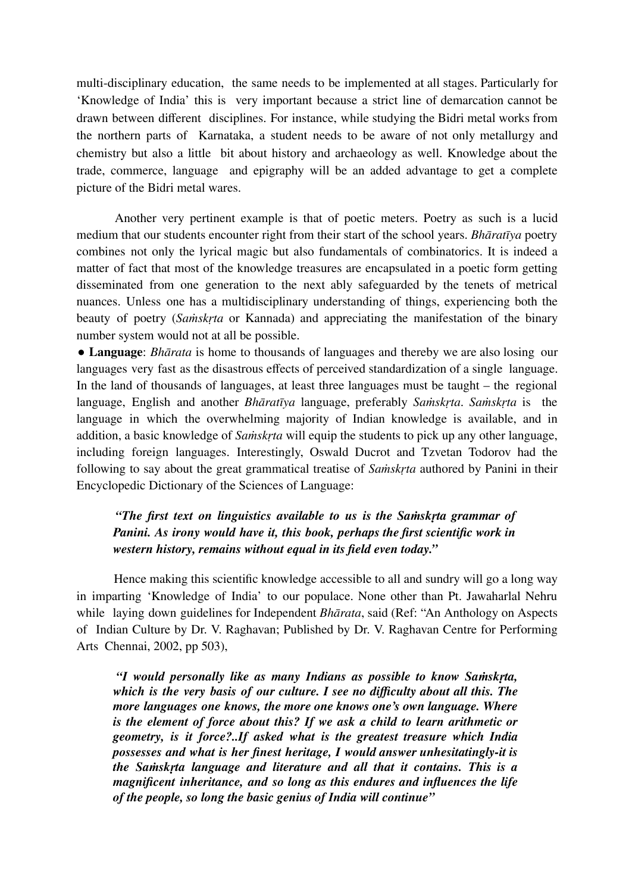multi-disciplinary education, the same needs to be implemented at all stages. Particularly for 'Knowledge of India' this is very important because a strict line of demarcation cannot be drawn between different disciplines. For instance, while studying the Bidri metal works from the northern parts of Karnataka, a student needs to be aware of not only metallurgy and chemistry but also a little bit about history and archaeology as well. Knowledge about the trade, commerce, language and epigraphy will be an added advantage to get a complete picture of the Bidri metal wares.

Another very pertinent example is that of poetic meters. Poetry as such is a lucid medium that our students encounter right from their start of the school years. *Bhāratīya* poetry combines not only the lyrical magic but also fundamentals of combinatorics. It is indeed a matter of fact that most of the knowledge treasures are encapsulated in a poetic form getting disseminated from one generation to the next ably safeguarded by the tenets of metrical nuances. Unless one has a multidisciplinary understanding of things, experiencing both the beauty of poetry (*Saṁskṛta* or Kannada) and appreciating the manifestation of the binary number system would not at all be possible.

- **Language**: *Bhārata* is home to thousands of languages and thereby we are also losing our languages very fast as the disastrous effects of perceived standardization of a single language. In the land of thousands of languages, at least three languages must be taught – the regional language, English and another *Bhāratīya* language, preferably *Saṁskṛta*. *Saṁskṛta* is the language in which the overwhelming majority of Indian knowledge is available, and in addition, a basic knowledge of *Saṁskṛta* will equip the students to pick up any other language, including foreign languages. Interestingly, Oswald Ducrot and Tzvetan Todorov had the following to say about the great grammatical treatise of *Saṁskṛta* authored by Panini in their Encyclopedic Dictionary of the Sciences of Language:

> ***"The first text on linguistics available to us is the Saṁskṛta grammar of Panini. As irony would have it, this book, perhaps the first scientific work in western history, remains without equal in its field even today."***

Hence making this scientific knowledge accessible to all and sundry will go a long way in imparting 'Knowledge of India' to our populace. None other than Pt. Jawaharlal Nehru while laying down guidelines for Independent *Bhārata*, said (Ref: "An Anthology on Aspects of Indian Culture by Dr. V. Raghavan; Published by Dr. V. Raghavan Centre for Performing Arts Chennai, 2002, pp 503),

> ***"I would personally like as many Indians as possible to know Saṁskṛta, which is the very basis of our culture. I see no difficulty about all this. The more languages one knows, the more one knows one's own language. Where is the element of force about this? If we ask a child to learn arithmetic or geometry, is it force?..If asked what is the greatest treasure which India possesses and what is her finest heritage, I would answer unhesitatingly-it is the Saṁskṛta language and literature and all that it contains. This is a magnificent inheritance, and so long as this endures and influences the life of the people, so long the basic genius of India will continue"***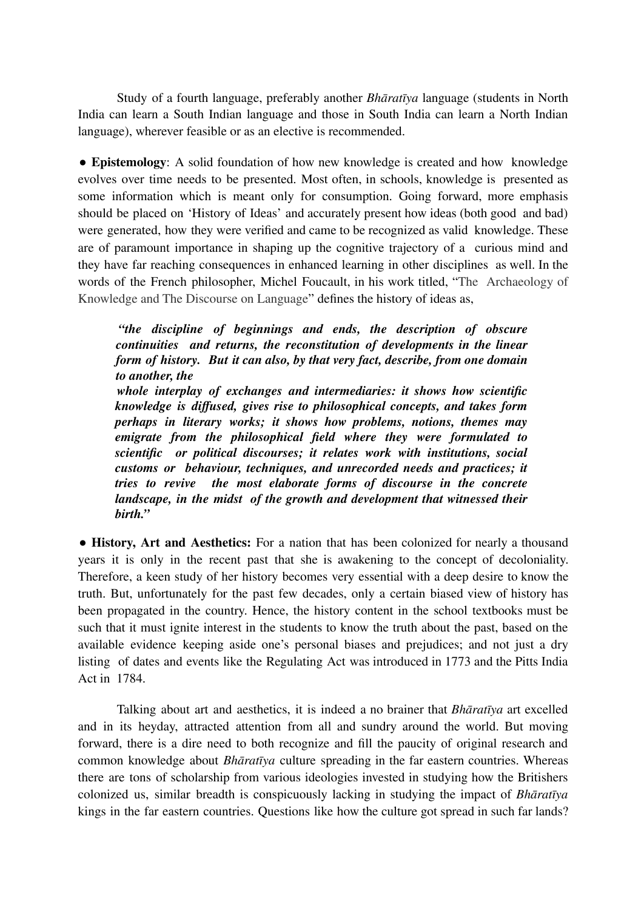Study of a fourth language, preferably another *Bhāratīya* language (students in North India can learn a South Indian language and those in South India can learn a North Indian language), wherever feasible or as an elective is recommended.

● **Epistemology**: A solid foundation of how new knowledge is created and how knowledge evolves over time needs to be presented. Most often, in schools, knowledge is presented as some information which is meant only for consumption. Going forward, more emphasis should be placed on 'History of Ideas' and accurately present how ideas (both good and bad) were generated, how they were verified and came to be recognized as valid knowledge. These are of paramount importance in shaping up the cognitive trajectory of a curious mind and they have far reaching consequences in enhanced learning in other disciplines as well. In the words of the French philosopher, Michel Foucault, in his work titled, "The Archaeology of Knowledge and The Discourse on Language" defines the history of ideas as,

> ***"the discipline of beginnings and ends, the description of obscure continuities and returns, the reconstitution of developments in the linear form of history. But it can also, by that very fact, describe, from one domain to another, the whole interplay of exchanges and intermediaries: it shows how scientific knowledge is diffused, gives rise to philosophical concepts, and takes form perhaps in literary works; it shows how problems, notions, themes may emigrate from the philosophical field where they were formulated to scientific or political discourses; it relates work with institutions, social customs or behaviour, techniques, and unrecorded needs and practices; it tries to revive the most elaborate forms of discourse in the concrete landscape, in the midst of the growth and development that witnessed their birth."***

● **History, Art and Aesthetics:** For a nation that has been colonized for nearly a thousand years it is only in the recent past that she is awakening to the concept of decoloniality. Therefore, a keen study of her history becomes very essential with a deep desire to know the truth. But, unfortunately for the past few decades, only a certain biased view of history has been propagated in the country. Hence, the history content in the school textbooks must be such that it must ignite interest in the students to know the truth about the past, based on the available evidence keeping aside one's personal biases and prejudices; and not just a dry listing of dates and events like the Regulating Act was introduced in 1773 and the Pitts India Act in 1784.

Talking about art and aesthetics, it is indeed a no brainer that *Bhāratīya* art excelled and in its heyday, attracted attention from all and sundry around the world. But moving forward, there is a dire need to both recognize and fill the paucity of original research and common knowledge about *Bhāratīya* culture spreading in the far eastern countries. Whereas there are tons of scholarship from various ideologies invested in studying how the Britishers colonized us, similar breadth is conspicuously lacking in studying the impact of *Bhāratīya* kings in the far eastern countries. Questions like how the culture got spread in such far lands?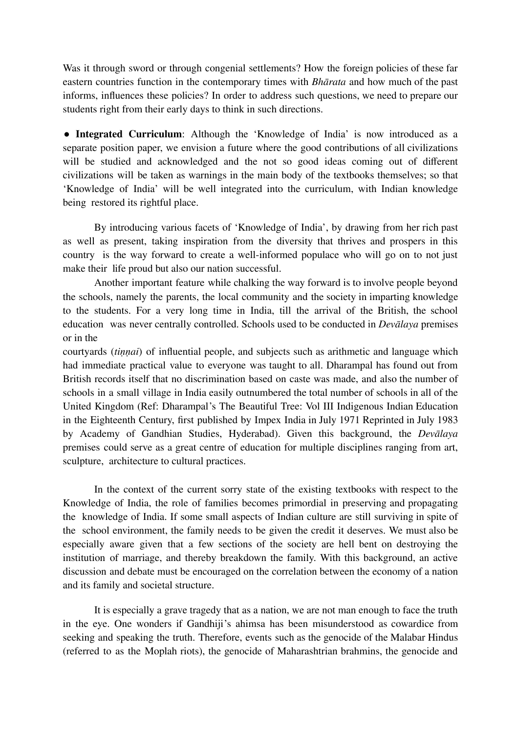Was it through sword or through congenial settlements? How the foreign policies of these far eastern countries function in the contemporary times with *Bhārata* and how much of the past informs, influences these policies? In order to address such questions, we need to prepare our students right from their early days to think in such directions.

● **Integrated Curriculum**: Although the 'Knowledge of India' is now introduced as a separate position paper, we envision a future where the good contributions of all civilizations will be studied and acknowledged and the not so good ideas coming out of different civilizations will be taken as warnings in the main body of the textbooks themselves; so that 'Knowledge of India' will be well integrated into the curriculum, with Indian knowledge being restored its rightful place.

By introducing various facets of 'Knowledge of India', by drawing from her rich past as well as present, taking inspiration from the diversity that thrives and prospers in this country is the way forward to create a well-informed populace who will go on to not just make their life proud but also our nation successful.

Another important feature while chalking the way forward is to involve people beyond the schools, namely the parents, the local community and the society in imparting knowledge to the students. For a very long time in India, till the arrival of the British, the school education was never centrally controlled. Schools used to be conducted in *Devālaya* premises or in the courtyards (*tiṇṇai*) of influential people, and subjects such as arithmetic and language which had immediate practical value to everyone was taught to all. Dharampal has found out from British records itself that no discrimination based on caste was made, and also the number of schools in a small village in India easily outnumbered the total number of schools in all of the United Kingdom (Ref: Dharampal's The Beautiful Tree: Vol III Indigenous Indian Education in the Eighteenth Century, first published by Impex India in July 1971 Reprinted in July 1983 by Academy of Gandhian Studies, Hyderabad). Given this background, the *Devālaya* premises could serve as a great centre of education for multiple disciplines ranging from art, sculpture, architecture to cultural practices.

In the context of the current sorry state of the existing textbooks with respect to the Knowledge of India, the role of families becomes primordial in preserving and propagating the knowledge of India. If some small aspects of Indian culture are still surviving in spite of the school environment, the family needs to be given the credit it deserves. We must also be especially aware given that a few sections of the society are hell bent on destroying the institution of marriage, and thereby breakdown the family. With this background, an active discussion and debate must be encouraged on the correlation between the economy of a nation and its family and societal structure.

It is especially a grave tragedy that as a nation, we are not man enough to face the truth in the eye. One wonders if Gandhiji's ahimsa has been misunderstood as cowardice from seeking and speaking the truth. Therefore, events such as the genocide of the Malabar Hindus (referred to as the Moplah riots), the genocide of Maharashtrian brahmins, the genocide and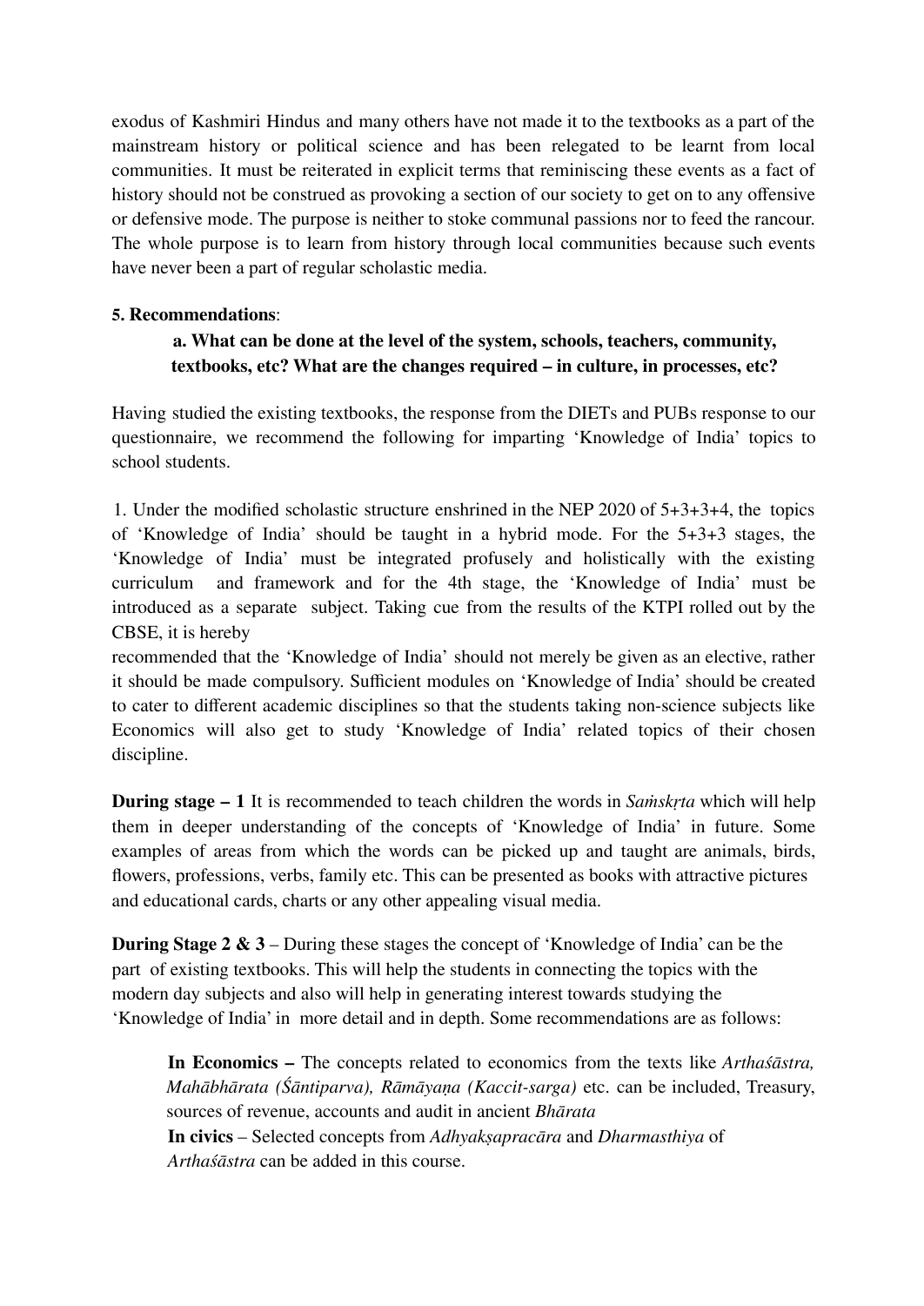exodus of Kashmiri Hindus and many others have not made it to the textbooks as a part of the mainstream history or political science and has been relegated to be learnt from local communities. It must be reiterated in explicit terms that reminiscing these events as a fact of history should not be construed as provoking a section of our society to get on to any offensive or defensive mode. The purpose is neither to stoke communal passions nor to feed the rancour. The whole purpose is to learn from history through local communities because such events have never been a part of regular scholastic media.

**5. Recommendations**:

**a. What can be done at the level of the system, schools, teachers, community, textbooks, etc? What are the changes required – in culture, in processes, etc?**

Having studied the existing textbooks, the response from the DIETs and PUBs response to our questionnaire, we recommend the following for imparting 'Knowledge of India' topics to school students.

1. Under the modified scholastic structure enshrined in the NEP 2020 of 5+3+3+4, the topics of 'Knowledge of India' should be taught in a hybrid mode. For the 5+3+3 stages, the 'Knowledge of India' must be integrated profusely and holistically with the existing curriculum and framework and for the 4th stage, the 'Knowledge of India' must be introduced as a separate subject. Taking cue from the results of the KTPI rolled out by the CBSE, it is hereby
recommended that the 'Knowledge of India' should not merely be given as an elective, rather it should be made compulsory. Sufficient modules on 'Knowledge of India' should be created to cater to different academic disciplines so that the students taking non-science subjects like Economics will also get to study 'Knowledge of India' related topics of their chosen discipline.

**During stage – 1** It is recommended to teach children the words in *Saṁskṛta* which will help them in deeper understanding of the concepts of 'Knowledge of India' in future. Some examples of areas from which the words can be picked up and taught are animals, birds, flowers, professions, verbs, family etc. This can be presented as books with attractive pictures and educational cards, charts or any other appealing visual media.

**During Stage 2 & 3** – During these stages the concept of 'Knowledge of India' can be the part of existing textbooks. This will help the students in connecting the topics with the modern day subjects and also will help in generating interest towards studying the 'Knowledge of India' in more detail and in depth. Some recommendations are as follows:

**In Economics –** The concepts related to economics from the texts like *Arthaśāstra, Mahābhārata (Śāntiparva), Rāmāyaṇa (Kaccit-sarga)* etc. can be included, Treasury, sources of revenue, accounts and audit in ancient *Bhārata*

**In civics** – Selected concepts from *Adhyakṣapracāra* and *Dharmasthiya* of *Arthaśāstra* can be added in this course.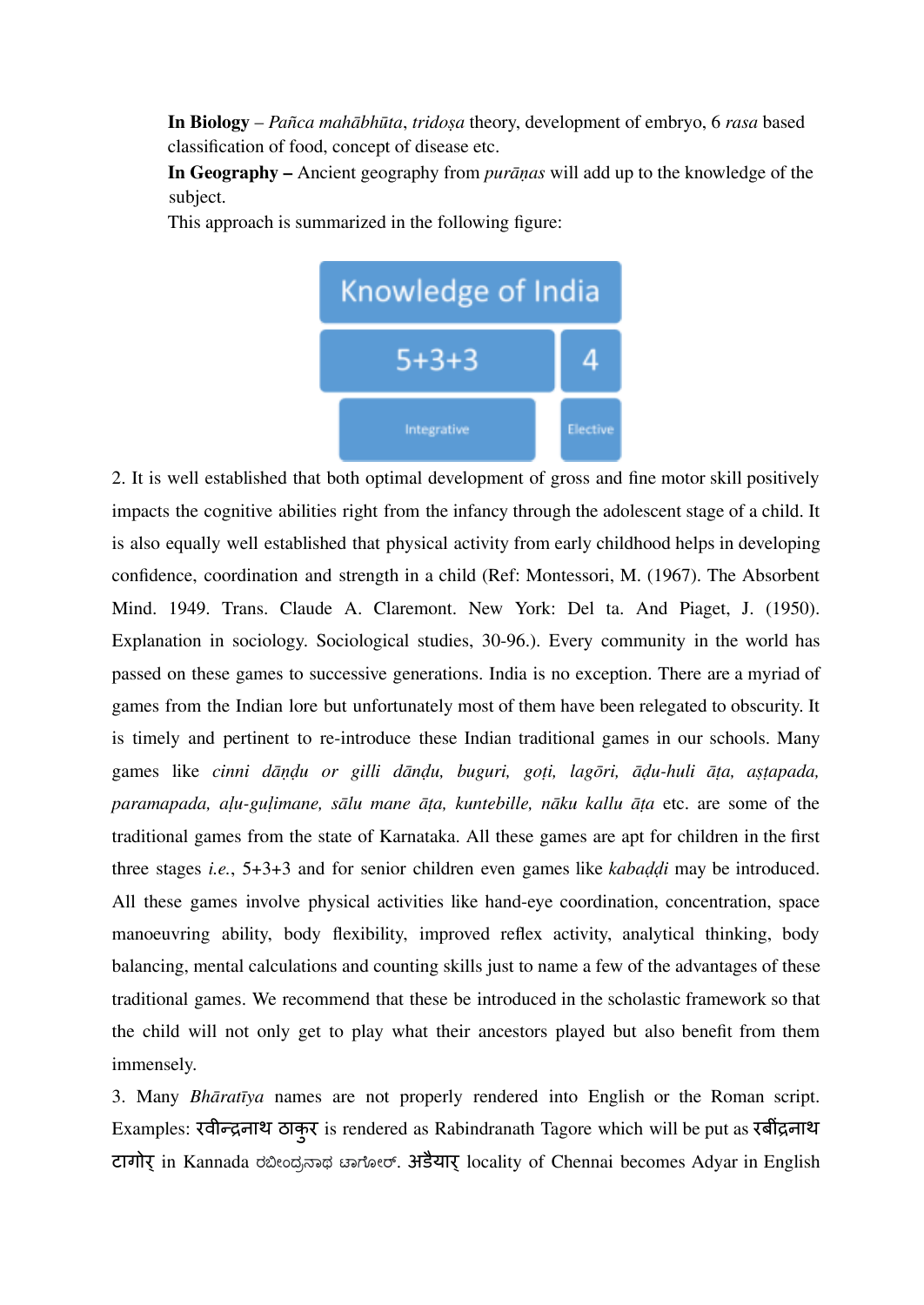**In Biology** – *Pañca mahābhūta*, *tridoṣa* theory, development of embryo, 6 *rasa* based classification of food, concept of disease etc.

**In Geography –** Ancient geography from *purāṇas* will add up to the knowledge of the subject.

This approach is summarized in the following figure:

| Knowledge of India | |
|---|---|
| 5+3+3 | 4 |
| Integrative | Elective |

2. It is well established that both optimal development of gross and fine motor skill positively impacts the cognitive abilities right from the infancy through the adolescent stage of a child. It is also equally well established that physical activity from early childhood helps in developing confidence, coordination and strength in a child (Ref: Montessori, M. (1967). The Absorbent Mind. 1949. Trans. Claude A. Claremont. New York: Del ta. And Piaget, J. (1950). Explanation in sociology. Sociological studies, 30-96.). Every community in the world has passed on these games to successive generations. India is no exception. There are a myriad of games from the Indian lore but unfortunately most of them have been relegated to obscurity. It is timely and pertinent to re-introduce these Indian traditional games in our schools. Many games like *cinni dāṇḍu or gilli dāṇḍu, buguri, goṭi, lagōri, āḍu-huli āṭa, aṣṭapada, paramapada, aḷu-guḷimane, sālu mane āṭa, kuntebille, nāku kallu āṭa* etc. are some of the traditional games from the state of Karnataka. All these games are apt for children in the first three stages *i.e.*, 5+3+3 and for senior children even games like *kabaḍḍi* may be introduced. All these games involve physical activities like hand-eye coordination, concentration, space manoeuvring ability, body flexibility, improved reflex activity, analytical thinking, body balancing, mental calculations and counting skills just to name a few of the advantages of these traditional games. We recommend that these be introduced in the scholastic framework so that the child will not only get to play what their ancestors played but also benefit from them immensely.

3. Many *Bhāratīya* names are not properly rendered into English or the Roman script. Examples: रवीन्द्रनाथ ठाकुर is rendered as Rabindranath Tagore which will be put as रबींद्रनाथ टागोर् in Kannada ರಬೀಂದ್ರನಾಥ ಟಾಗೋರ್. अडैयार् locality of Chennai becomes Adyar in English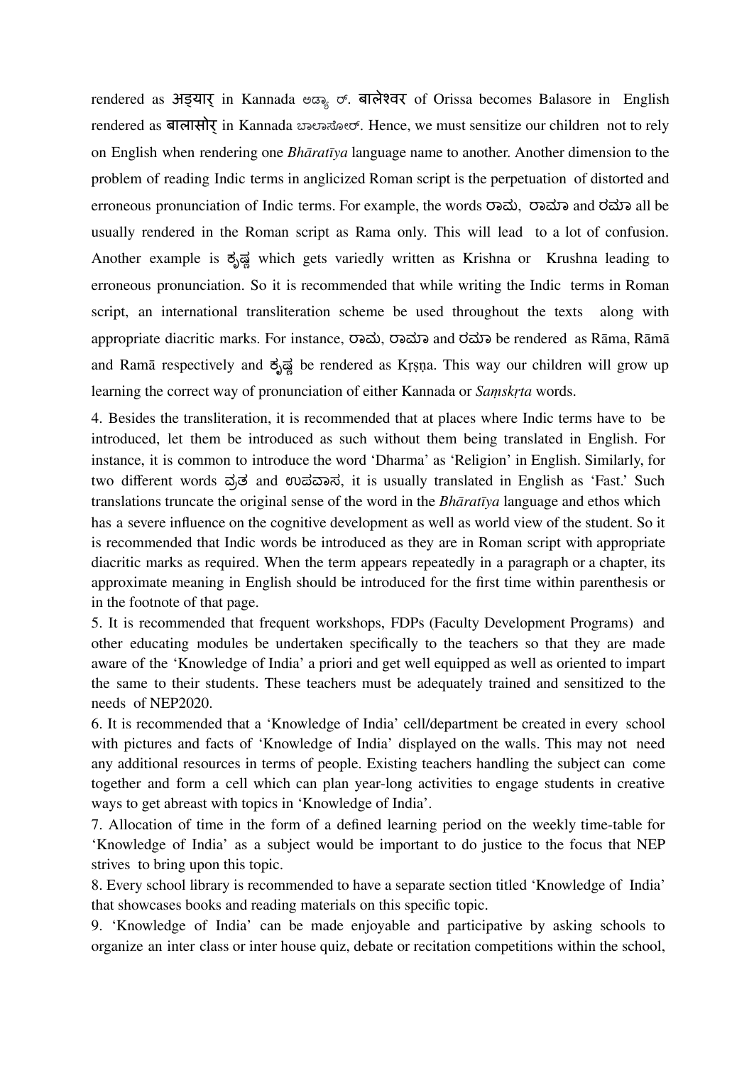rendered as अड्यार् in Kannada ಅಡ್ಯಾರ್. बालेश्वर of Orissa becomes Balasore in English rendered as बालासोर् in Kannada ಬಾಲಾಸೋರ್. Hence, we must sensitize our children not to rely on English when rendering one *Bhāratīya* language name to another. Another dimension to the problem of reading Indic terms in anglicized Roman script is the perpetuation of distorted and erroneous pronunciation of Indic terms. For example, the words ರಾಮ, ರಾಮಾ and ರಮಾ all be usually rendered in the Roman script as Rama only. This will lead to a lot of confusion. Another example is ಕೃಷ್ಣ which gets variedly written as Krishna or Krushna leading to erroneous pronunciation. So it is recommended that while writing the Indic terms in Roman script, an international transliteration scheme be used throughout the texts along with appropriate diacritic marks. For instance, ರಾಮ, ರಾಮಾ and ರಮಾ be rendered as Rāma, Rāmā and Ramā respectively and ಕೃಷ್ಣ be rendered as Kṛṣṇa. This way our children will grow up learning the correct way of pronunciation of either Kannada or *Saṃskṛta* words.

4. Besides the transliteration, it is recommended that at places where Indic terms have to be introduced, let them be introduced as such without them being translated in English. For instance, it is common to introduce the word 'Dharma' as 'Religion' in English. Similarly, for two different words ವ್ರತ and ಉಪವಾಸ, it is usually translated in English as 'Fast.' Such translations truncate the original sense of the word in the *Bhāratīya* language and ethos which has a severe influence on the cognitive development as well as world view of the student. So it is recommended that Indic words be introduced as they are in Roman script with appropriate diacritic marks as required. When the term appears repeatedly in a paragraph or a chapter, its approximate meaning in English should be introduced for the first time within parenthesis or in the footnote of that page.

5. It is recommended that frequent workshops, FDPs (Faculty Development Programs) and other educating modules be undertaken specifically to the teachers so that they are made aware of the 'Knowledge of India' a priori and get well equipped as well as oriented to impart the same to their students. These teachers must be adequately trained and sensitized to the needs of NEP2020.

6. It is recommended that a 'Knowledge of India' cell/department be created in every school with pictures and facts of 'Knowledge of India' displayed on the walls. This may not need any additional resources in terms of people. Existing teachers handling the subject can come together and form a cell which can plan year-long activities to engage students in creative ways to get abreast with topics in 'Knowledge of India'.

7. Allocation of time in the form of a defined learning period on the weekly time-table for 'Knowledge of India' as a subject would be important to do justice to the focus that NEP strives to bring upon this topic.

8. Every school library is recommended to have a separate section titled 'Knowledge of India' that showcases books and reading materials on this specific topic.

9. 'Knowledge of India' can be made enjoyable and participative by asking schools to organize an inter class or inter house quiz, debate or recitation competitions within the school,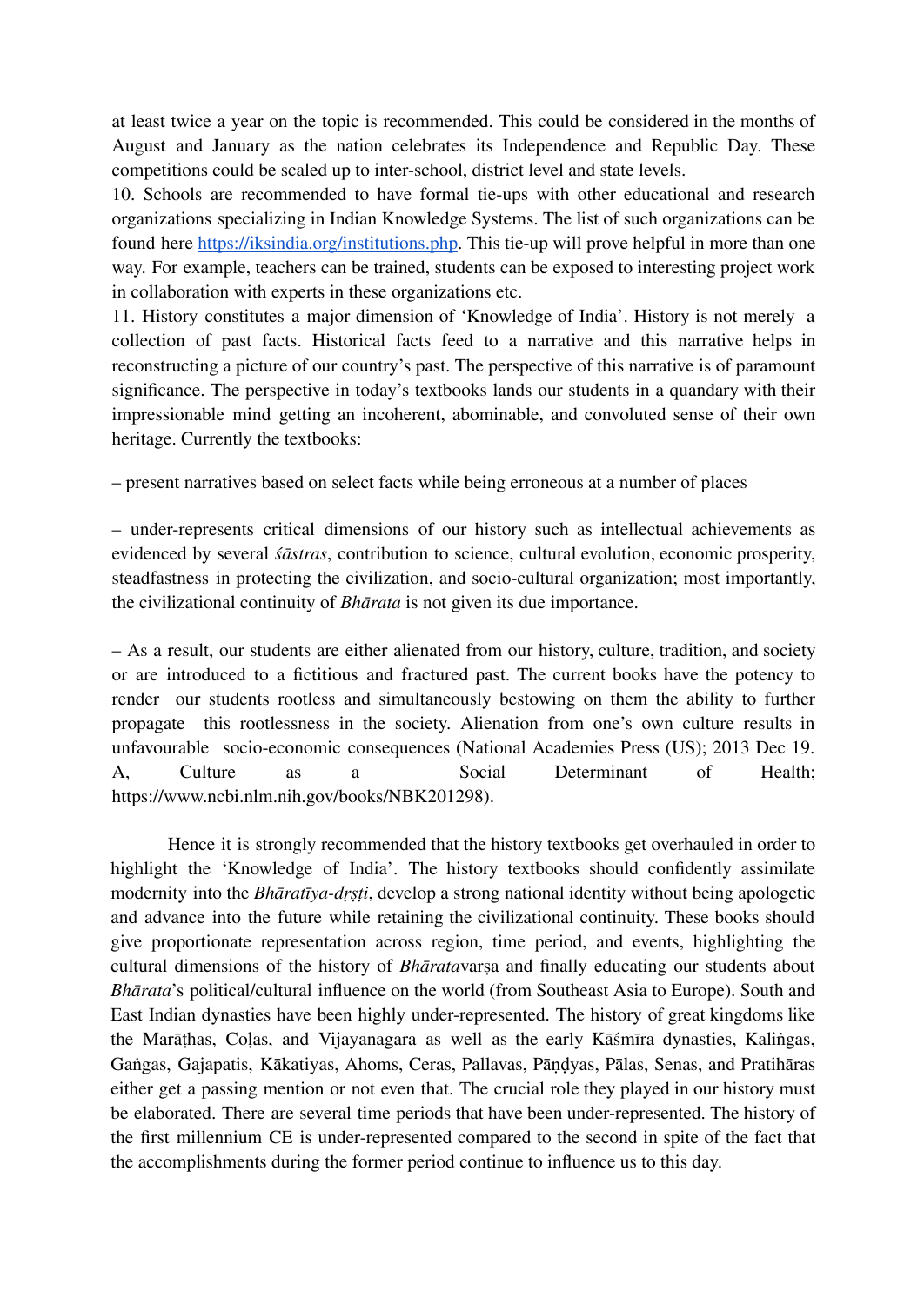at least twice a year on the topic is recommended. This could be considered in the months of August and January as the nation celebrates its Independence and Republic Day. These competitions could be scaled up to inter-school, district level and state levels.

10. Schools are recommended to have formal tie-ups with other educational and research organizations specializing in Indian Knowledge Systems. The list of such organizations can be found here [https://iksindia.org/institutions.php](https://iksindia.org/institutions.php). This tie-up will prove helpful in more than one way. For example, teachers can be trained, students can be exposed to interesting project work in collaboration with experts in these organizations etc.

11. History constitutes a major dimension of 'Knowledge of India'. History is not merely a collection of past facts. Historical facts feed to a narrative and this narrative helps in reconstructing a picture of our country's past. The perspective of this narrative is of paramount significance. The perspective in today's textbooks lands our students in a quandary with their impressionable mind getting an incoherent, abominable, and convoluted sense of their own heritage. Currently the textbooks:

– present narratives based on select facts while being erroneous at a number of places

– under-represents critical dimensions of our history such as intellectual achievements as evidenced by several *śāstras*, contribution to science, cultural evolution, economic prosperity, steadfastness in protecting the civilization, and socio-cultural organization; most importantly, the civilizational continuity of *Bhārata* is not given its due importance.

– As a result, our students are either alienated from our history, culture, tradition, and society or are introduced to a fictitious and fractured past. The current books have the potency to render our students rootless and simultaneously bestowing on them the ability to further propagate this rootlessness in the society. Alienation from one's own culture results in unfavourable socio-economic consequences (National Academies Press (US); 2013 Dec 19. A, Culture as a Social Determinant of Health; https://www.ncbi.nlm.nih.gov/books/NBK201298).

Hence it is strongly recommended that the history textbooks get overhauled in order to highlight the 'Knowledge of India'. The history textbooks should confidently assimilate modernity into the *Bhāratīya-dṛṣṭi*, develop a strong national identity without being apologetic and advance into the future while retaining the civilizational continuity. These books should give proportionate representation across region, time period, and events, highlighting the cultural dimensions of the history of *Bhārata*varṣa and finally educating our students about *Bhārata*'s political/cultural influence on the world (from Southeast Asia to Europe). South and East Indian dynasties have been highly under-represented. The history of great kingdoms like the Marāṭhas, Coḷas, and Vijayanagara as well as the early Kāśmīra dynasties, Kaliṅgas, Gaṅgas, Gajapatis, Kākatiyas, Ahoms, Ceras, Pallavas, Pāṇḍyas, Pālas, Senas, and Pratihāras either get a passing mention or not even that. The crucial role they played in our history must be elaborated. There are several time periods that have been under-represented. The history of the first millennium CE is under-represented compared to the second in spite of the fact that the accomplishments during the former period continue to influence us to this day.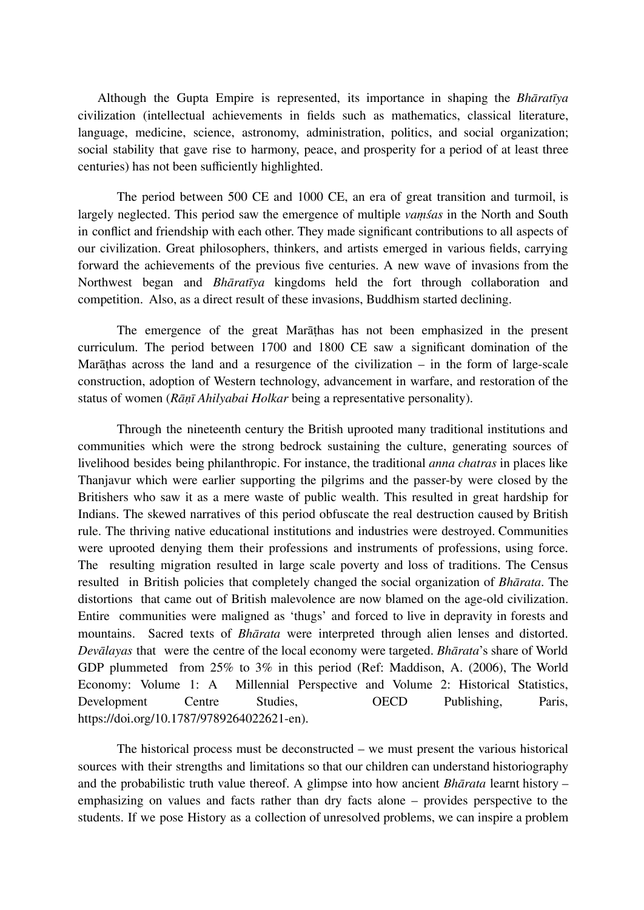Although the Gupta Empire is represented, its importance in shaping the *Bhāratīya* civilization (intellectual achievements in fields such as mathematics, classical literature, language, medicine, science, astronomy, administration, politics, and social organization; social stability that gave rise to harmony, peace, and prosperity for a period of at least three centuries) has not been sufficiently highlighted.

The period between 500 CE and 1000 CE, an era of great transition and turmoil, is largely neglected. This period saw the emergence of multiple *vaṃśas* in the North and South in conflict and friendship with each other. They made significant contributions to all aspects of our civilization. Great philosophers, thinkers, and artists emerged in various fields, carrying forward the achievements of the previous five centuries. A new wave of invasions from the Northwest began and *Bhāratīya* kingdoms held the fort through collaboration and competition. Also, as a direct result of these invasions, Buddhism started declining.

The emergence of the great Marāṭhas has not been emphasized in the present curriculum. The period between 1700 and 1800 CE saw a significant domination of the Marāṭhas across the land and a resurgence of the civilization – in the form of large-scale construction, adoption of Western technology, advancement in warfare, and restoration of the status of women (*Rāṇī Ahilyabai Holkar* being a representative personality).

Through the nineteenth century the British uprooted many traditional institutions and communities which were the strong bedrock sustaining the culture, generating sources of livelihood besides being philanthropic. For instance, the traditional *anna chatras* in places like Thanjavur which were earlier supporting the pilgrims and the passer-by were closed by the Britishers who saw it as a mere waste of public wealth. This resulted in great hardship for Indians. The skewed narratives of this period obfuscate the real destruction caused by British rule. The thriving native educational institutions and industries were destroyed. Communities were uprooted denying them their professions and instruments of professions, using force. The resulting migration resulted in large scale poverty and loss of traditions. The Census resulted in British policies that completely changed the social organization of *Bhārata*. The distortions that came out of British malevolence are now blamed on the age-old civilization. Entire communities were maligned as 'thugs' and forced to live in depravity in forests and mountains. Sacred texts of *Bhārata* were interpreted through alien lenses and distorted. *Devālayas* that were the centre of the local economy were targeted. *Bhārata*'s share of World GDP plummeted from 25% to 3% in this period (Ref: Maddison, A. (2006), The World Economy: Volume 1: A Millennial Perspective and Volume 2: Historical Statistics, Development Centre Studies, OECD Publishing, Paris, https://doi.org/10.1787/9789264022621-en).

The historical process must be deconstructed – we must present the various historical sources with their strengths and limitations so that our children can understand historiography and the probabilistic truth value thereof. A glimpse into how ancient *Bhārata* learnt history – emphasizing on values and facts rather than dry facts alone – provides perspective to the students. If we pose History as a collection of unresolved problems, we can inspire a problem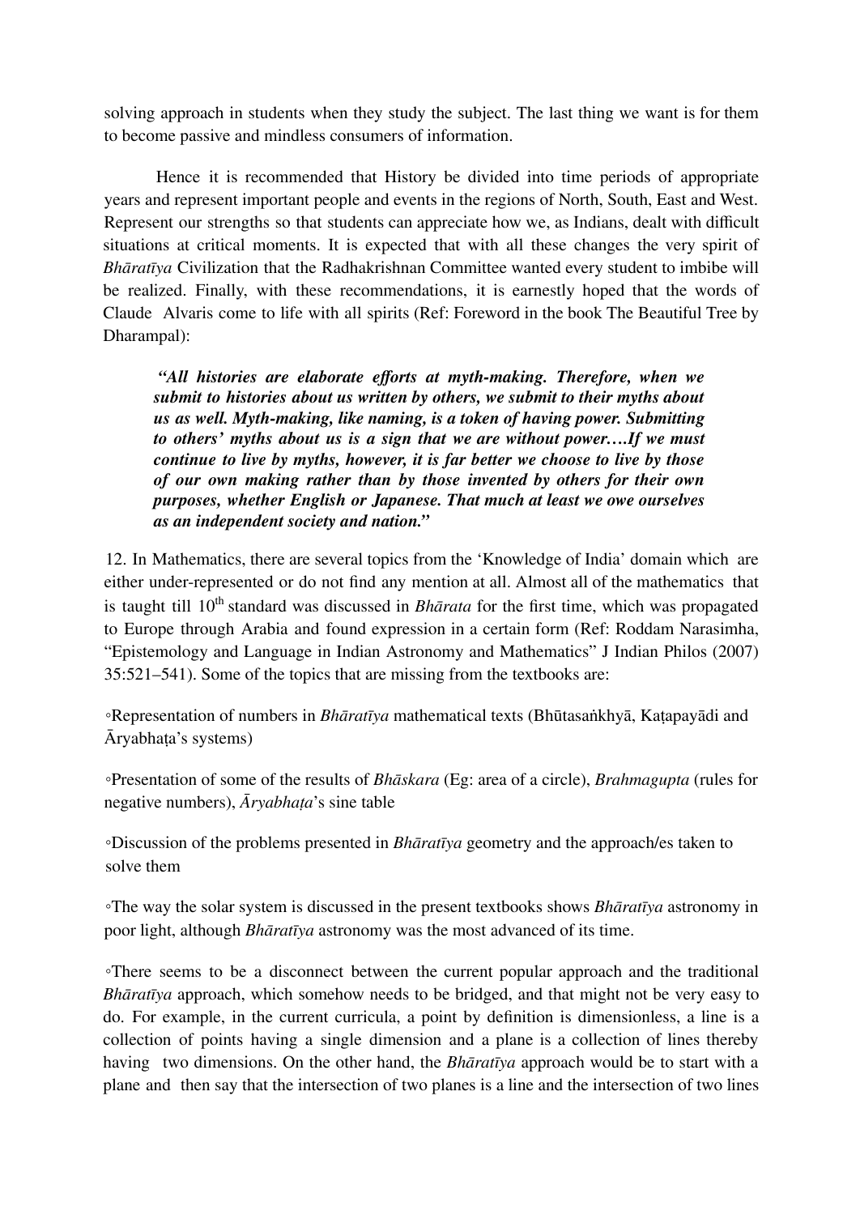solving approach in students when they study the subject. The last thing we want is for them to become passive and mindless consumers of information.

Hence it is recommended that History be divided into time periods of appropriate years and represent important people and events in the regions of North, South, East and West. Represent our strengths so that students can appreciate how we, as Indians, dealt with difficult situations at critical moments. It is expected that with all these changes the very spirit of *Bhāratīya* Civilization that the Radhakrishnan Committee wanted every student to imbibe will be realized. Finally, with these recommendations, it is earnestly hoped that the words of Claude Alvaris come to life with all spirits (Ref: Foreword in the book The Beautiful Tree by Dharampal):

> ***"All histories are elaborate efforts at myth-making. Therefore, when we submit to histories about us written by others, we submit to their myths about us as well. Myth-making, like naming, is a token of having power. Submitting to others' myths about us is a sign that we are without power….If we must continue to live by myths, however, it is far better we choose to live by those of our own making rather than by those invented by others for their own purposes, whether English or Japanese. That much at least we owe ourselves as an independent society and nation."***

12. In Mathematics, there are several topics from the 'Knowledge of India' domain which are either under-represented or do not find any mention at all. Almost all of the mathematics that is taught till 10th standard was discussed in *Bhārata* for the first time, which was propagated to Europe through Arabia and found expression in a certain form (Ref: Roddam Narasimha, "Epistemology and Language in Indian Astronomy and Mathematics" J Indian Philos (2007) 35:521–541). Some of the topics that are missing from the textbooks are:

◦Representation of numbers in *Bhāratīya* mathematical texts (Bhūtasaṅkhyā, Kaṭapayādi and Āryabhaṭa's systems)

◦Presentation of some of the results of *Bhāskara* (Eg: area of a circle), *Brahmagupta* (rules for negative numbers), *Āryabhaṭa*'s sine table

◦Discussion of the problems presented in *Bhāratīya* geometry and the approach/es taken to solve them

◦The way the solar system is discussed in the present textbooks shows *Bhāratīya* astronomy in poor light, although *Bhāratīya* astronomy was the most advanced of its time.

◦There seems to be a disconnect between the current popular approach and the traditional *Bhāratīya* approach, which somehow needs to be bridged, and that might not be very easy to do. For example, in the current curricula, a point by definition is dimensionless, a line is a collection of points having a single dimension and a plane is a collection of lines thereby having two dimensions. On the other hand, the *Bhāratīya* approach would be to start with a plane and then say that the intersection of two planes is a line and the intersection of two lines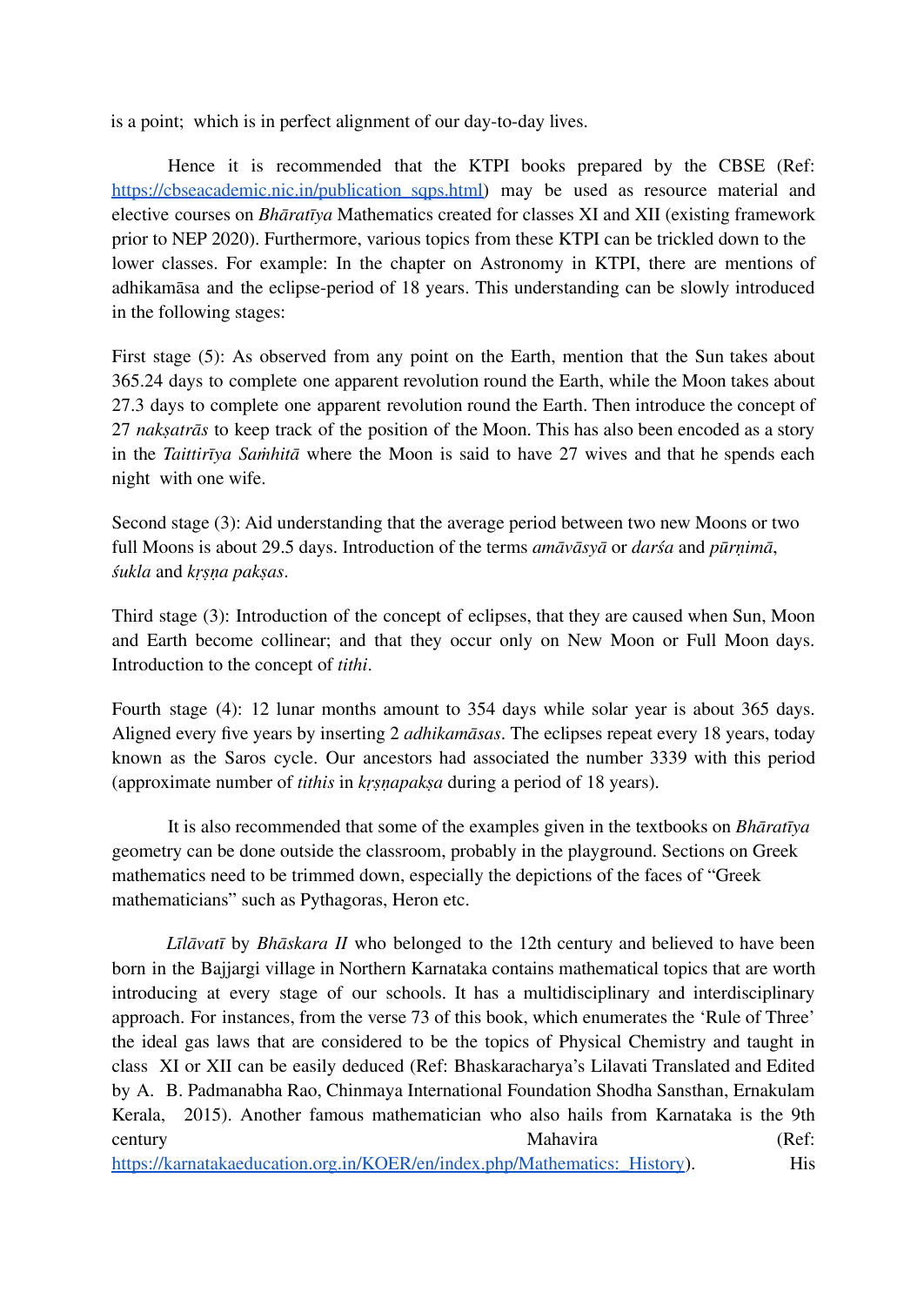is a point; which is in perfect alignment of our day-to-day lives.

Hence it is recommended that the KTPI books prepared by the CBSE (Ref: https://cbseacademic.nic.in/publication_sqps.html) may be used as resource material and elective courses on *Bhāratīya* Mathematics created for classes XI and XII (existing framework prior to NEP 2020). Furthermore, various topics from these KTPI can be trickled down to the lower classes. For example: In the chapter on Astronomy in KTPI, there are mentions of adhikamāsa and the eclipse-period of 18 years. This understanding can be slowly introduced in the following stages:

First stage (5): As observed from any point on the Earth, mention that the Sun takes about 365.24 days to complete one apparent revolution round the Earth, while the Moon takes about 27.3 days to complete one apparent revolution round the Earth. Then introduce the concept of 27 *nakṣatrās* to keep track of the position of the Moon. This has also been encoded as a story in the *Taittirīya Saṁhitā* where the Moon is said to have 27 wives and that he spends each night with one wife.

Second stage (3): Aid understanding that the average period between two new Moons or two full Moons is about 29.5 days. Introduction of the terms *amāvāsyā* or *darśa* and *pūrṇimā*, *śukla* and *kṛṣṇa pakṣas*.

Third stage (3): Introduction of the concept of eclipses, that they are caused when Sun, Moon and Earth become collinear; and that they occur only on New Moon or Full Moon days. Introduction to the concept of *tithi*.

Fourth stage (4): 12 lunar months amount to 354 days while solar year is about 365 days. Aligned every five years by inserting 2 *adhikamāsas*. The eclipses repeat every 18 years, today known as the Saros cycle. Our ancestors had associated the number 3339 with this period (approximate number of *tithis* in *kṛṣṇapakṣa* during a period of 18 years).

It is also recommended that some of the examples given in the textbooks on *Bhāratīya* geometry can be done outside the classroom, probably in the playground. Sections on Greek mathematics need to be trimmed down, especially the depictions of the faces of "Greek mathematicians" such as Pythagoras, Heron etc.

*Līlāvatī* by *Bhāskara II* who belonged to the 12th century and believed to have been born in the Bajjargi village in Northern Karnataka contains mathematical topics that are worth introducing at every stage of our schools. It has a multidisciplinary and interdisciplinary approach. For instances, from the verse 73 of this book, which enumerates the 'Rule of Three' the ideal gas laws that are considered to be the topics of Physical Chemistry and taught in class XI or XII can be easily deduced (Ref: Bhaskaracharya's Lilavati Translated and Edited by A. B. Padmanabha Rao, Chinmaya International Foundation Shodha Sansthan, Ernakulam Kerala, 2015). Another famous mathematician who also hails from Karnataka is the 9th century Mahavira (Ref: https://karnatakaeducation.org.in/KOER/en/index.php/Mathematics:_History). His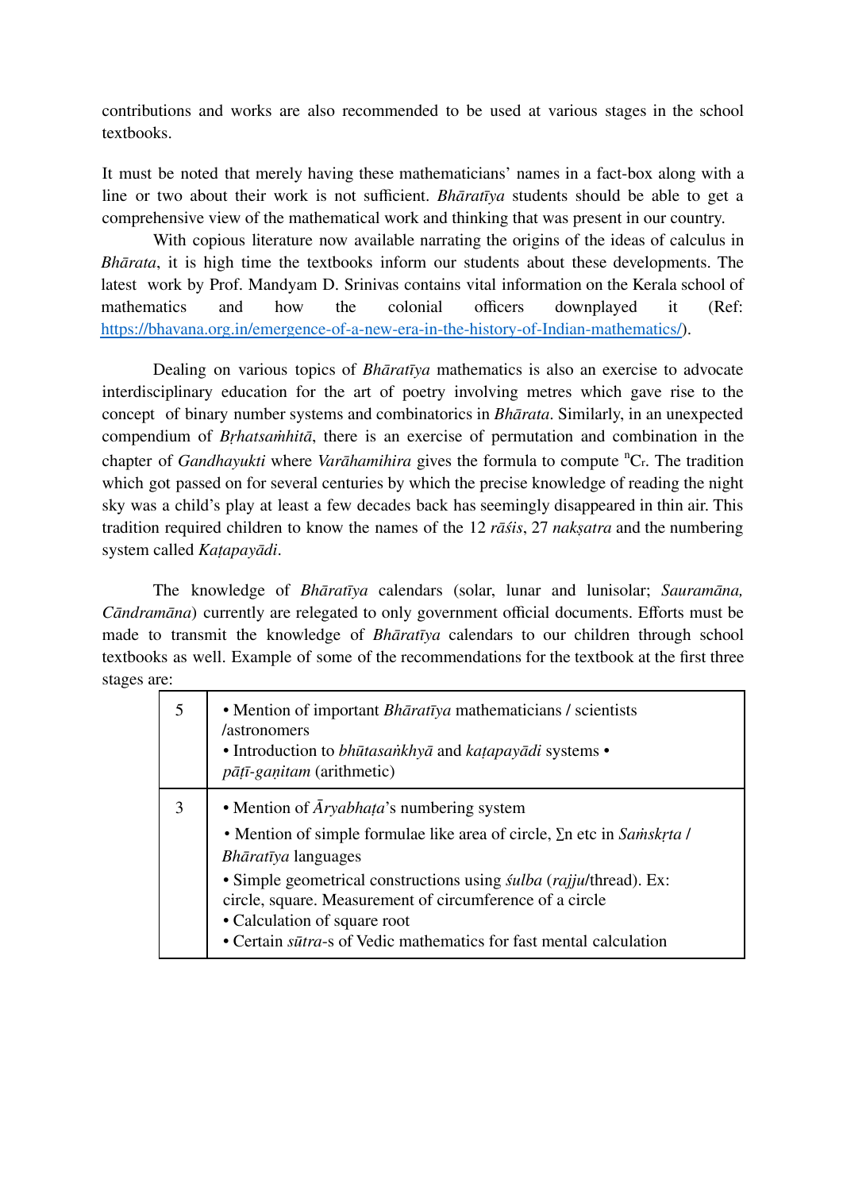contributions and works are also recommended to be used at various stages in the school textbooks.

It must be noted that merely having these mathematicians' names in a fact-box along with a line or two about their work is not sufficient. *Bhāratīya* students should be able to get a comprehensive view of the mathematical work and thinking that was present in our country.

With copious literature now available narrating the origins of the ideas of calculus in *Bhārata*, it is high time the textbooks inform our students about these developments. The latest work by Prof. Mandyam D. Srinivas contains vital information on the Kerala school of mathematics and how the colonial officers downplayed it (Ref: [https://bhavana.org.in/emergence-of-a-new-era-in-the-history-of-Indian-mathematics/](https://bhavana.org.in/emergence-of-a-new-era-in-the-history-of-Indian-mathematics/)).

Dealing on various topics of *Bhāratīya* mathematics is also an exercise to advocate interdisciplinary education for the art of poetry involving metres which gave rise to the concept of binary number systems and combinatorics in *Bhārata*. Similarly, in an unexpected compendium of *Bṛhatsaṁhitā*, there is an exercise of permutation and combination in the chapter of *Gandhayukti* where *Varāhamihira* gives the formula to compute $^nC_r$. The tradition which got passed on for several centuries by which the precise knowledge of reading the night sky was a child's play at least a few decades back has seemingly disappeared in thin air. This tradition required children to know the names of the 12 *rāśis*, 27 *nakṣatra* and the numbering system called *Kaṭapayādi*.

The knowledge of *Bhāratīya* calendars (solar, lunar and lunisolar; *Sauramāna, Cāndramāna*) currently are relegated to only government official documents. Efforts must be made to transmit the knowledge of *Bhāratīya* calendars to our children through school textbooks as well. Example of some of the recommendations for the textbook at the first three stages are:

| | |
|---|---|
| 5 | • Mention of important *Bhāratīya* mathematicians / scientists /astronomers<br>• Introduction to *bhūtasaṅkhyā* and *kaṭapayādi* systems • *pāṭī-gaṇitam* (arithmetic) |
| 3 | • Mention of *Āryabhaṭa*'s numbering system<br>• Mention of simple formulae like area of circle, $\sum n$ etc in *Saṁskṛta* / *Bhāratīya* languages<br>• Simple geometrical constructions using *śulba* (*rajju*/thread). Ex: circle, square. Measurement of circumference of a circle<br>• Calculation of square root<br>• Certain *sūtra*-s of Vedic mathematics for fast mental calculation |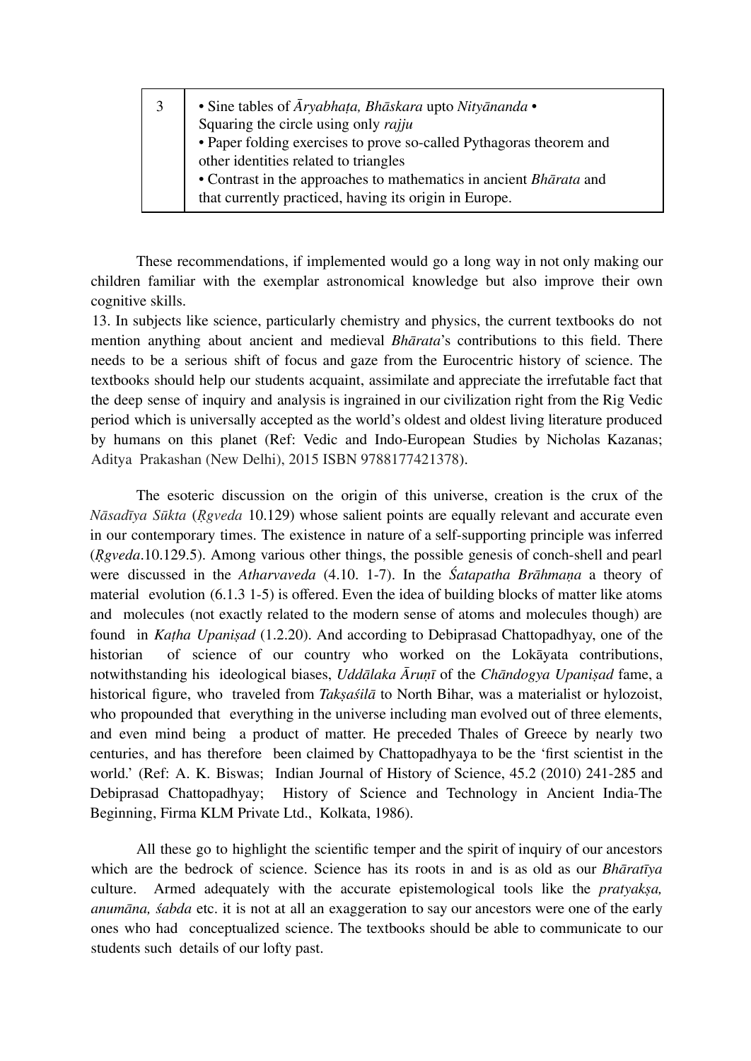| 3 | • Sine tables of *Āryabhaṭa, Bhāskara* upto *Nityānanda* • Squaring the circle using only *rajju* • Paper folding exercises to prove so-called Pythagoras theorem and other identities related to triangles • Contrast in the approaches to mathematics in ancient *Bhārata* and that currently practiced, having its origin in Europe. |
|---|---|

These recommendations, if implemented would go a long way in not only making our children familiar with the exemplar astronomical knowledge but also improve their own cognitive skills.

13. In subjects like science, particularly chemistry and physics, the current textbooks do not mention anything about ancient and medieval *Bhārata*'s contributions to this field. There needs to be a serious shift of focus and gaze from the Eurocentric history of science. The textbooks should help our students acquaint, assimilate and appreciate the irrefutable fact that the deep sense of inquiry and analysis is ingrained in our civilization right from the Rig Vedic period which is universally accepted as the world's oldest and oldest living literature produced by humans on this planet (Ref: Vedic and Indo-European Studies by Nicholas Kazanas; Aditya Prakashan (New Delhi), 2015 ISBN 9788177421378).

The esoteric discussion on the origin of this universe, creation is the crux of the *Nāsadīya Sūkta* (*Ṛgveda* 10.129) whose salient points are equally relevant and accurate even in our contemporary times. The existence in nature of a self-supporting principle was inferred (*Ṛgveda*.10.129.5). Among various other things, the possible genesis of conch-shell and pearl were discussed in the *Atharvaveda* (4.10. 1-7). In the *Śatapatha Brāhmaṇa* a theory of material evolution (6.1.3 1-5) is offered. Even the idea of building blocks of matter like atoms and molecules (not exactly related to the modern sense of atoms and molecules though) are found in *Kaṭha Upaniṣad* (1.2.20). And according to Debiprasad Chattopadhyay, one of the historian of science of our country who worked on the Lokāyata contributions, notwithstanding his ideological biases, *Uddālaka Āruṇī* of the *Chāndogya Upaniṣad* fame, a historical figure, who traveled from *Takṣaśilā* to North Bihar, was a materialist or hylozoist, who propounded that everything in the universe including man evolved out of three elements, and even mind being a product of matter. He preceded Thales of Greece by nearly two centuries, and has therefore been claimed by Chattopadhyaya to be the 'first scientist in the world.' (Ref: A. K. Biswas; Indian Journal of History of Science, 45.2 (2010) 241-285 and Debiprasad Chattopadhyay; History of Science and Technology in Ancient India-The Beginning, Firma KLM Private Ltd., Kolkata, 1986).

All these go to highlight the scientific temper and the spirit of inquiry of our ancestors which are the bedrock of science. Science has its roots in and is as old as our *Bhāratīya* culture. Armed adequately with the accurate epistemological tools like the *pratyakṣa, anumāna, śabda* etc. it is not at all an exaggeration to say our ancestors were one of the early ones who had conceptualized science. The textbooks should be able to communicate to our students such details of our lofty past.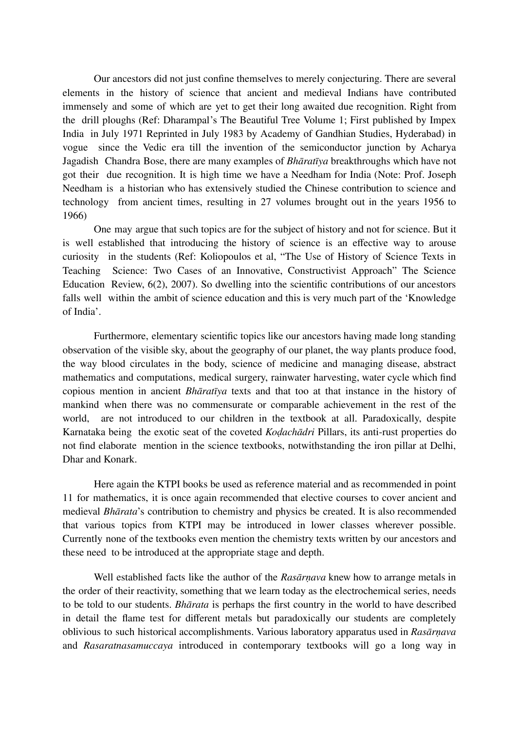Our ancestors did not just confine themselves to merely conjecturing. There are several elements in the history of science that ancient and medieval Indians have contributed immensely and some of which are yet to get their long awaited due recognition. Right from the drill ploughs (Ref: Dharampal's The Beautiful Tree Volume 1; First published by Impex India in July 1971 Reprinted in July 1983 by Academy of Gandhian Studies, Hyderabad) in vogue since the Vedic era till the invention of the semiconductor junction by Acharya Jagadish Chandra Bose, there are many examples of *Bhāratīya* breakthroughs which have not got their due recognition. It is high time we have a Needham for India (Note: Prof. Joseph Needham is a historian who has extensively studied the Chinese contribution to science and technology from ancient times, resulting in 27 volumes brought out in the years 1956 to 1966)

One may argue that such topics are for the subject of history and not for science. But it is well established that introducing the history of science is an effective way to arouse curiosity in the students (Ref: Koliopoulos et al, "The Use of History of Science Texts in Teaching Science: Two Cases of an Innovative, Constructivist Approach" The Science Education Review, 6(2), 2007). So dwelling into the scientific contributions of our ancestors falls well within the ambit of science education and this is very much part of the 'Knowledge of India'.

Furthermore, elementary scientific topics like our ancestors having made long standing observation of the visible sky, about the geography of our planet, the way plants produce food, the way blood circulates in the body, science of medicine and managing disease, abstract mathematics and computations, medical surgery, rainwater harvesting, water cycle which find copious mention in ancient *Bhāratīya* texts and that too at that instance in the history of mankind when there was no commensurate or comparable achievement in the rest of the world, are not introduced to our children in the textbook at all. Paradoxically, despite Karnataka being the exotic seat of the coveted *Koḍachādri* Pillars, its anti-rust properties do not find elaborate mention in the science textbooks, notwithstanding the iron pillar at Delhi, Dhar and Konark.

Here again the KTPI books be used as reference material and as recommended in point 11 for mathematics, it is once again recommended that elective courses to cover ancient and medieval *Bhārata*'s contribution to chemistry and physics be created. It is also recommended that various topics from KTPI may be introduced in lower classes wherever possible. Currently none of the textbooks even mention the chemistry texts written by our ancestors and these need to be introduced at the appropriate stage and depth.

Well established facts like the author of the *Rasārṇava* knew how to arrange metals in the order of their reactivity, something that we learn today as the electrochemical series, needs to be told to our students. *Bhārata* is perhaps the first country in the world to have described in detail the flame test for different metals but paradoxically our students are completely oblivious to such historical accomplishments. Various laboratory apparatus used in *Rasārṇava* and *Rasaratnasamuccaya* introduced in contemporary textbooks will go a long way in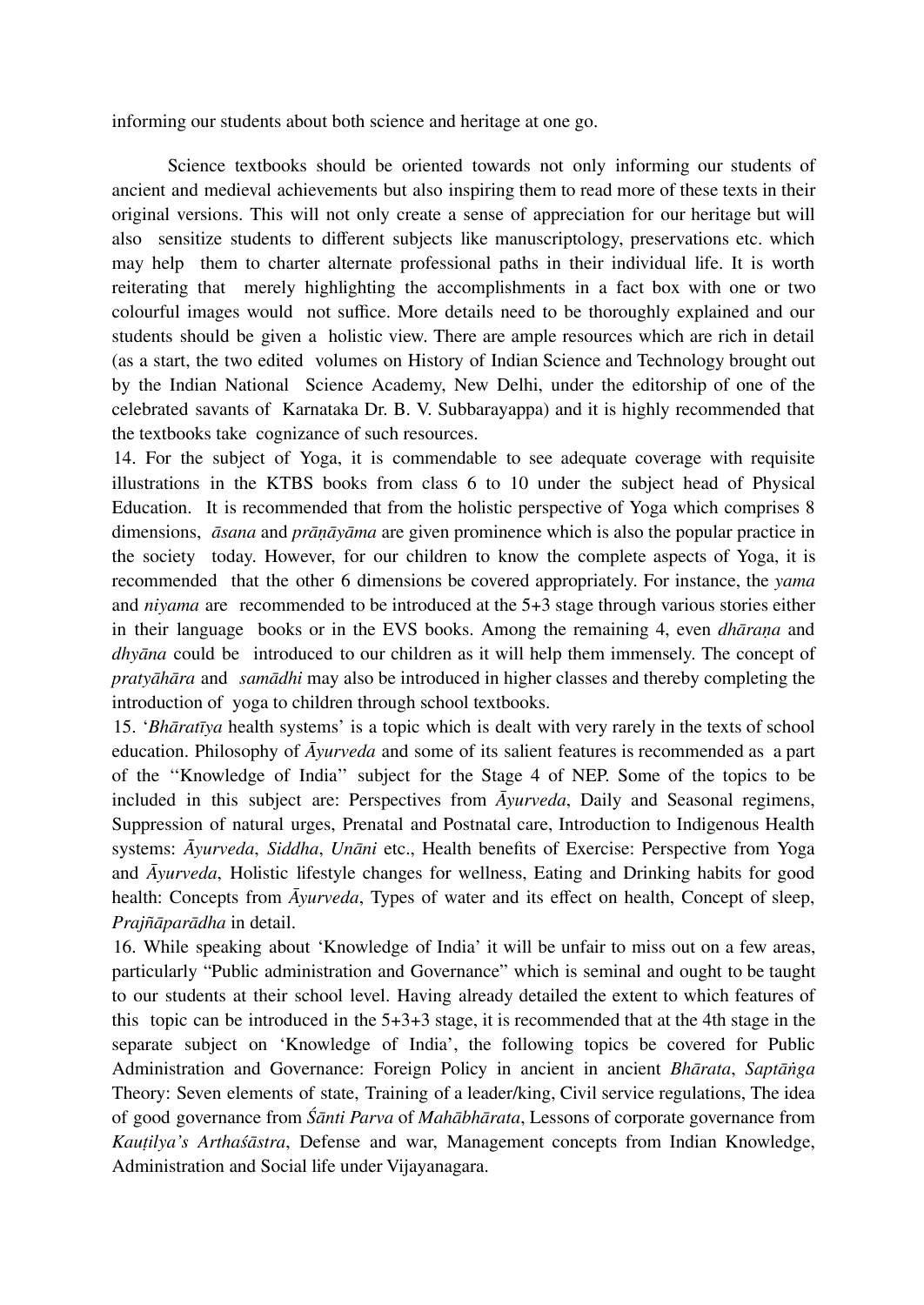informing our students about both science and heritage at one go.

Science textbooks should be oriented towards not only informing our students of ancient and medieval achievements but also inspiring them to read more of these texts in their original versions. This will not only create a sense of appreciation for our heritage but will also sensitize students to different subjects like manuscriptology, preservations etc. which may help them to charter alternate professional paths in their individual life. It is worth reiterating that merely highlighting the accomplishments in a fact box with one or two colourful images would not suffice. More details need to be thoroughly explained and our students should be given a holistic view. There are ample resources which are rich in detail (as a start, the two edited volumes on History of Indian Science and Technology brought out by the Indian National Science Academy, New Delhi, under the editorship of one of the celebrated savants of Karnataka Dr. B. V. Subbarayappa) and it is highly recommended that the textbooks take cognizance of such resources.

14. For the subject of Yoga, it is commendable to see adequate coverage with requisite illustrations in the KTBS books from class 6 to 10 under the subject head of Physical Education. It is recommended that from the holistic perspective of Yoga which comprises 8 dimensions, *āsana* and *prāṇāyāma* are given prominence which is also the popular practice in the society today. However, for our children to know the complete aspects of Yoga, it is recommended that the other 6 dimensions be covered appropriately. For instance, the *yama* and *niyama* are recommended to be introduced at the 5+3 stage through various stories either in their language books or in the EVS books. Among the remaining 4, even *dhāraṇa* and *dhyāna* could be introduced to our children as it will help them immensely. The concept of *pratyāhāra* and *samādhi* may also be introduced in higher classes and thereby completing the introduction of yoga to children through school textbooks.

15. '*Bhāratīya* health systems' is a topic which is dealt with very rarely in the texts of school education. Philosophy of *Āyurveda* and some of its salient features is recommended as a part of the ''Knowledge of India'' subject for the Stage 4 of NEP. Some of the topics to be included in this subject are: Perspectives from *Āyurveda*, Daily and Seasonal regimens, Suppression of natural urges, Prenatal and Postnatal care, Introduction to Indigenous Health systems: *Āyurveda*, *Siddha*, *Unāni* etc., Health benefits of Exercise: Perspective from Yoga and *Āyurveda*, Holistic lifestyle changes for wellness, Eating and Drinking habits for good health: Concepts from *Āyurveda*, Types of water and its effect on health, Concept of sleep, *Prajñāparādha* in detail.

16. While speaking about 'Knowledge of India' it will be unfair to miss out on a few areas, particularly "Public administration and Governance" which is seminal and ought to be taught to our students at their school level. Having already detailed the extent to which features of this topic can be introduced in the 5+3+3 stage, it is recommended that at the 4th stage in the separate subject on 'Knowledge of India', the following topics be covered for Public Administration and Governance: Foreign Policy in ancient in ancient *Bhārata*, *Saptāṅga* Theory: Seven elements of state, Training of a leader/king, Civil service regulations, The idea of good governance from *Śānti Parva* of *Mahābhārata*, Lessons of corporate governance from *Kauṭilya's Arthaśāstra*, Defense and war, Management concepts from Indian Knowledge, Administration and Social life under Vijayanagara.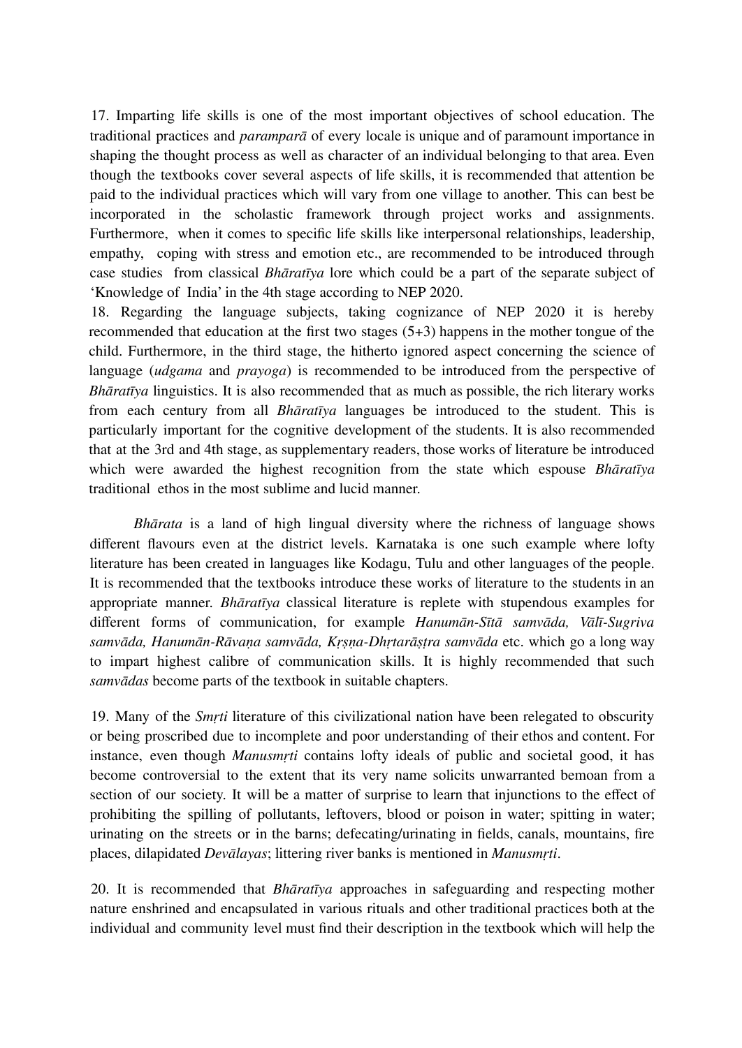17. Imparting life skills is one of the most important objectives of school education. The traditional practices and *paramparā* of every locale is unique and of paramount importance in shaping the thought process as well as character of an individual belonging to that area. Even though the textbooks cover several aspects of life skills, it is recommended that attention be paid to the individual practices which will vary from one village to another. This can best be incorporated in the scholastic framework through project works and assignments. Furthermore, when it comes to specific life skills like interpersonal relationships, leadership, empathy, coping with stress and emotion etc., are recommended to be introduced through case studies from classical *Bhāratīya* lore which could be a part of the separate subject of 'Knowledge of India' in the 4th stage according to NEP 2020.

18. Regarding the language subjects, taking cognizance of NEP 2020 it is hereby recommended that education at the first two stages (5+3) happens in the mother tongue of the child. Furthermore, in the third stage, the hitherto ignored aspect concerning the science of language (*udgama* and *prayoga*) is recommended to be introduced from the perspective of *Bhāratīya* linguistics. It is also recommended that as much as possible, the rich literary works from each century from all *Bhāratīya* languages be introduced to the student. This is particularly important for the cognitive development of the students. It is also recommended that at the 3rd and 4th stage, as supplementary readers, those works of literature be introduced which were awarded the highest recognition from the state which espouse *Bhāratīya* traditional ethos in the most sublime and lucid manner.

*Bhārata* is a land of high lingual diversity where the richness of language shows different flavours even at the district levels. Karnataka is one such example where lofty literature has been created in languages like Kodagu, Tulu and other languages of the people. It is recommended that the textbooks introduce these works of literature to the students in an appropriate manner. *Bhāratīya* classical literature is replete with stupendous examples for different forms of communication, for example *Hanumān-Sītā samvāda, Vālī-Sugriva samvāda, Hanumān-Rāvaṇa samvāda, Kṛṣṇa-Dhṛtarāṣṭra samvāda* etc. which go a long way to impart highest calibre of communication skills. It is highly recommended that such *samvādas* become parts of the textbook in suitable chapters.

19. Many of the *Smṛti* literature of this civilizational nation have been relegated to obscurity or being proscribed due to incomplete and poor understanding of their ethos and content. For instance, even though *Manusmṛti* contains lofty ideals of public and societal good, it has become controversial to the extent that its very name solicits unwarranted bemoan from a section of our society. It will be a matter of surprise to learn that injunctions to the effect of prohibiting the spilling of pollutants, leftovers, blood or poison in water; spitting in water; urinating on the streets or in the barns; defecating/urinating in fields, canals, mountains, fire places, dilapidated *Devālayas*; littering river banks is mentioned in *Manusmṛti*.

20. It is recommended that *Bhāratīya* approaches in safeguarding and respecting mother nature enshrined and encapsulated in various rituals and other traditional practices both at the individual and community level must find their description in the textbook which will help the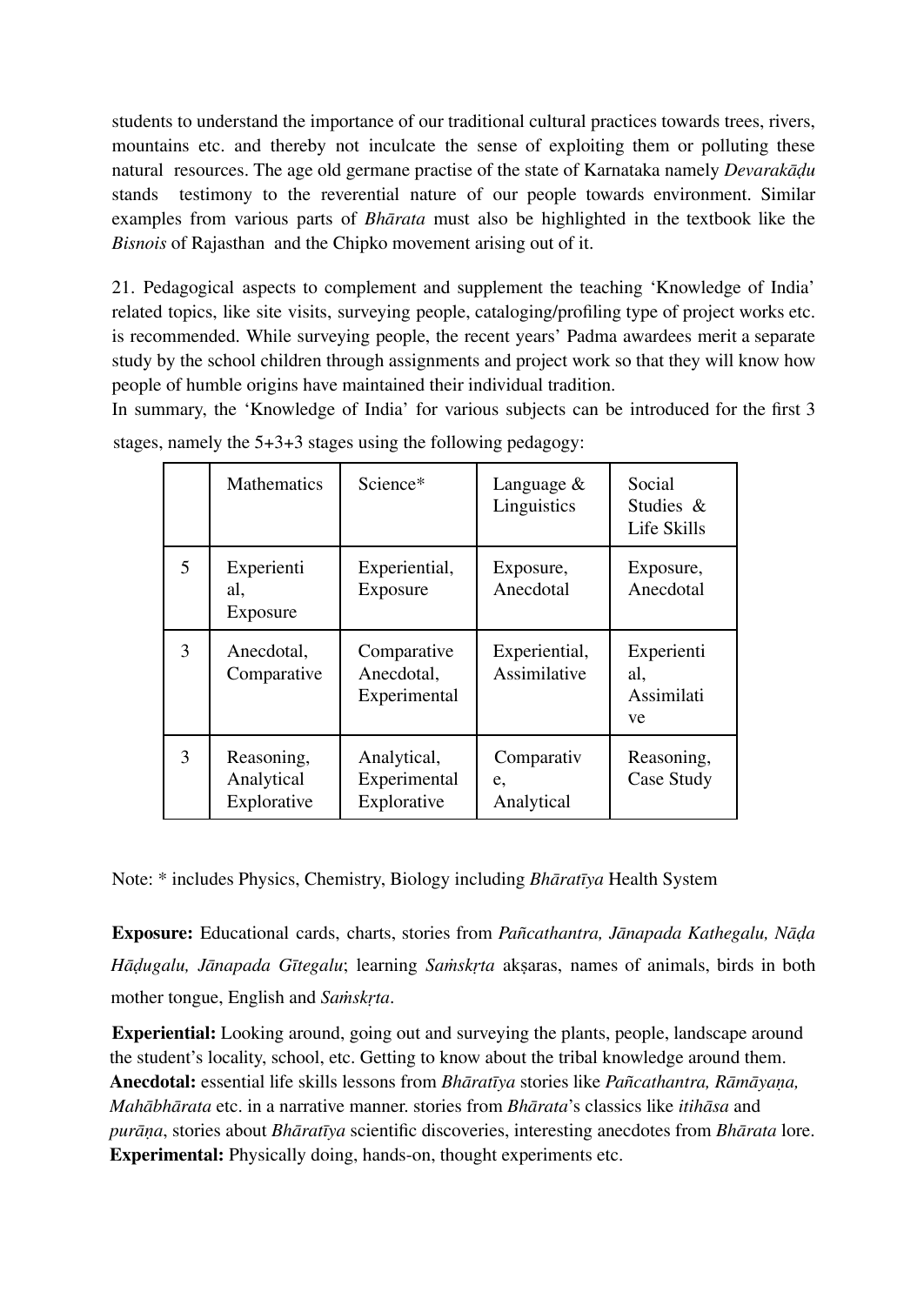students to understand the importance of our traditional cultural practices towards trees, rivers, mountains etc. and thereby not inculcate the sense of exploiting them or polluting these natural resources. The age old germane practise of the state of Karnataka namely *Devarakāḍu* stands testimony to the reverential nature of our people towards environment. Similar examples from various parts of *Bhārata* must also be highlighted in the textbook like the *Bisnois* of Rajasthan and the Chipko movement arising out of it.

21. Pedagogical aspects to complement and supplement the teaching 'Knowledge of India' related topics, like site visits, surveying people, cataloging/profiling type of project works etc. is recommended. While surveying people, the recent years' Padma awardees merit a separate study by the school children through assignments and project work so that they will know how people of humble origins have maintained their individual tradition.

In summary, the 'Knowledge of India' for various subjects can be introduced for the first 3 stages, namely the 5+3+3 stages using the following pedagogy:

| | Mathematics | Science* | Language & Linguistics | Social Studies & Life Skills |
|---|---|---|---|---|
| 5 | Experiential, Exposure | Experiential, Exposure | Exposure, Anecdotal | Exposure, Anecdotal |
| 3 | Anecdotal, Comparative | Comparative Anecdotal, Experimental | Experiential, Assimilative | Experiential, Assimilative |
| 3 | Reasoning, Analytical Explorative | Analytical, Experimental Explorative | Comparative, Analytical | Reasoning, Case Study |

Note: * includes Physics, Chemistry, Biology including *Bhāratīya* Health System

**Exposure:** Educational cards, charts, stories from *Pañcathantra, Jānapada Kathegalu, Nāḍa Hāḍugalu, Jānapada Gītegalu*; learning *Saṁskṛta* akṣaras, names of animals, birds in both mother tongue, English and *Saṁskṛta*.

**Experiential:** Looking around, going out and surveying the plants, people, landscape around the student's locality, school, etc. Getting to know about the tribal knowledge around them.
**Anecdotal:** essential life skills lessons from *Bhāratīya* stories like *Pañcathantra, Rāmāyaṇa, Mahābhārata* etc. in a narrative manner. stories from *Bhārata*'s classics like *itihāsa* and *purāṇa*, stories about *Bhāratīya* scientific discoveries, interesting anecdotes from *Bhārata* lore.
**Experimental:** Physically doing, hands-on, thought experiments etc.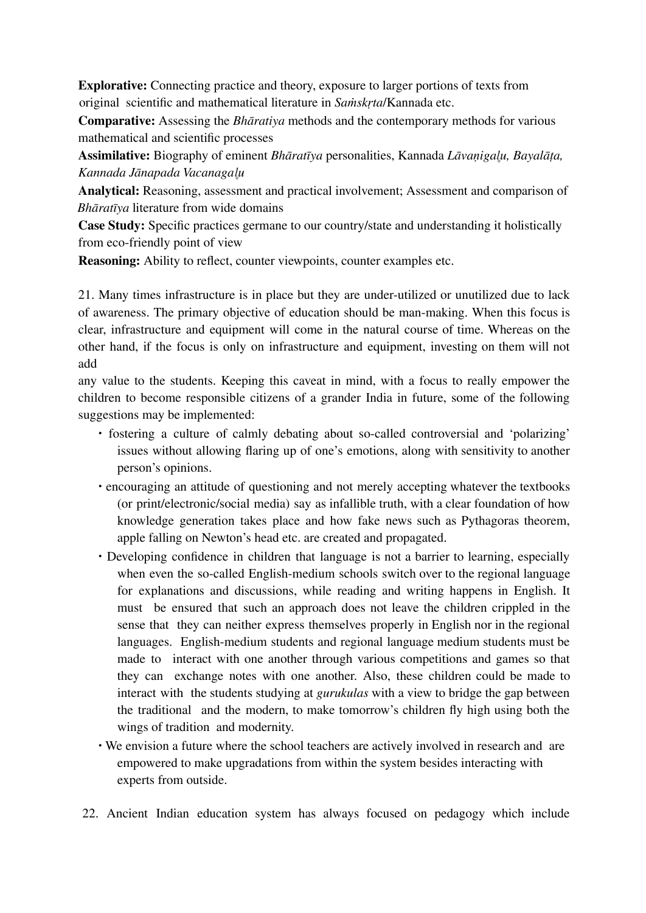**Explorative:** Connecting practice and theory, exposure to larger portions of texts from original scientific and mathematical literature in *Saṁskṛta*/Kannada etc.

**Comparative:** Assessing the *Bhāratiya* methods and the contemporary methods for various mathematical and scientific processes

**Assimilative:** Biography of eminent *Bhāratīya* personalities, Kannada *Lāvaṇigaḷu, Bayalāṭa, Kannada Jānapada Vacanagaḷu*

**Analytical:** Reasoning, assessment and practical involvement; Assessment and comparison of *Bhāratīya* literature from wide domains

**Case Study:** Specific practices germane to our country/state and understanding it holistically from eco-friendly point of view

**Reasoning:** Ability to reflect, counter viewpoints, counter examples etc.

21. Many times infrastructure is in place but they are under-utilized or unutilized due to lack of awareness. The primary objective of education should be man-making. When this focus is clear, infrastructure and equipment will come in the natural course of time. Whereas on the other hand, if the focus is only on infrastructure and equipment, investing on them will not add any value to the students. Keeping this caveat in mind, with a focus to really empower the children to become responsible citizens of a grander India in future, some of the following suggestions may be implemented:

- fostering a culture of calmly debating about so-called controversial and 'polarizing' issues without allowing flaring up of one's emotions, along with sensitivity to another person's opinions.
- encouraging an attitude of questioning and not merely accepting whatever the textbooks (or print/electronic/social media) say as infallible truth, with a clear foundation of how knowledge generation takes place and how fake news such as Pythagoras theorem, apple falling on Newton's head etc. are created and propagated.
- Developing confidence in children that language is not a barrier to learning, especially when even the so-called English-medium schools switch over to the regional language for explanations and discussions, while reading and writing happens in English. It must be ensured that such an approach does not leave the children crippled in the sense that they can neither express themselves properly in English nor in the regional languages. English-medium students and regional language medium students must be made to interact with one another through various competitions and games so that they can exchange notes with one another. Also, these children could be made to interact with the students studying at *gurukulas* with a view to bridge the gap between the traditional and the modern, to make tomorrow's children fly high using both the wings of tradition and modernity.
- We envision a future where the school teachers are actively involved in research and are empowered to make upgradations from within the system besides interacting with experts from outside.

22. Ancient Indian education system has always focused on pedagogy which include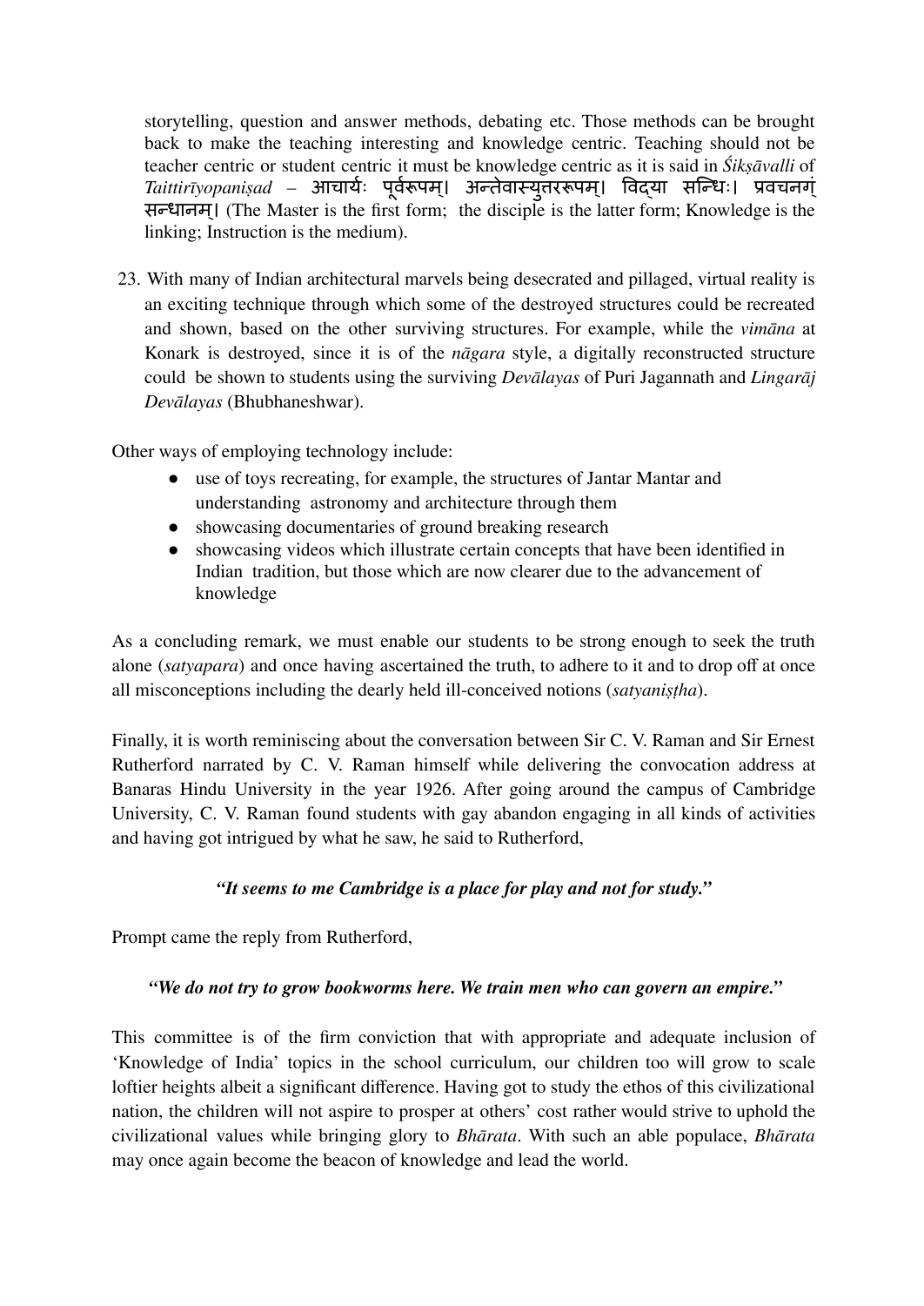storytelling, question and answer methods, debating etc. Those methods can be brought back to make the teaching interesting and knowledge centric. Teaching should not be teacher centric or student centric it must be knowledge centric as it is said in *Śikṣāvalli* of *Taittirīyopaniṣad* – आचार्यः पूर्वरूपम्। अन्तेवास्युत्तररूपम्। विद्या सन्धिः। प्रवचनगं सन्धानम्। (The Master is the first form; the disciple is the latter form; Knowledge is the linking; Instruction is the medium).

23. With many of Indian architectural marvels being desecrated and pillaged, virtual reality is an exciting technique through which some of the destroyed structures could be recreated and shown, based on the other surviving structures. For example, while the *vimāna* at Konark is destroyed, since it is of the *nāgara* style, a digitally reconstructed structure could be shown to students using the surviving *Devālayas* of Puri Jagannath and *Lingarāj Devālayas* (Bhubhaneshwar).

Other ways of employing technology include:

- use of toys recreating, for example, the structures of Jantar Mantar and understanding astronomy and architecture through them
- showcasing documentaries of ground breaking research
- showcasing videos which illustrate certain concepts that have been identified in Indian tradition, but those which are now clearer due to the advancement of knowledge

As a concluding remark, we must enable our students to be strong enough to seek the truth alone (*satyapara*) and once having ascertained the truth, to adhere to it and to drop off at once all misconceptions including the dearly held ill-conceived notions (*satyaniṣṭha*).

Finally, it is worth reminiscing about the conversation between Sir C. V. Raman and Sir Ernest Rutherford narrated by C. V. Raman himself while delivering the convocation address at Banaras Hindu University in the year 1926. After going around the campus of Cambridge University, C. V. Raman found students with gay abandon engaging in all kinds of activities and having got intrigued by what he saw, he said to Rutherford,

***"It seems to me Cambridge is a place for play and not for study."***

Prompt came the reply from Rutherford,

***"We do not try to grow bookworms here. We train men who can govern an empire."***

This committee is of the firm conviction that with appropriate and adequate inclusion of 'Knowledge of India' topics in the school curriculum, our children too will grow to scale loftier heights albeit a significant difference. Having got to study the ethos of this civilizational nation, the children will not aspire to prosper at others' cost rather would strive to uphold the civilizational values while bringing glory to *Bhārata*. With such an able populace, *Bhārata* may once again become the beacon of knowledge and lead the world.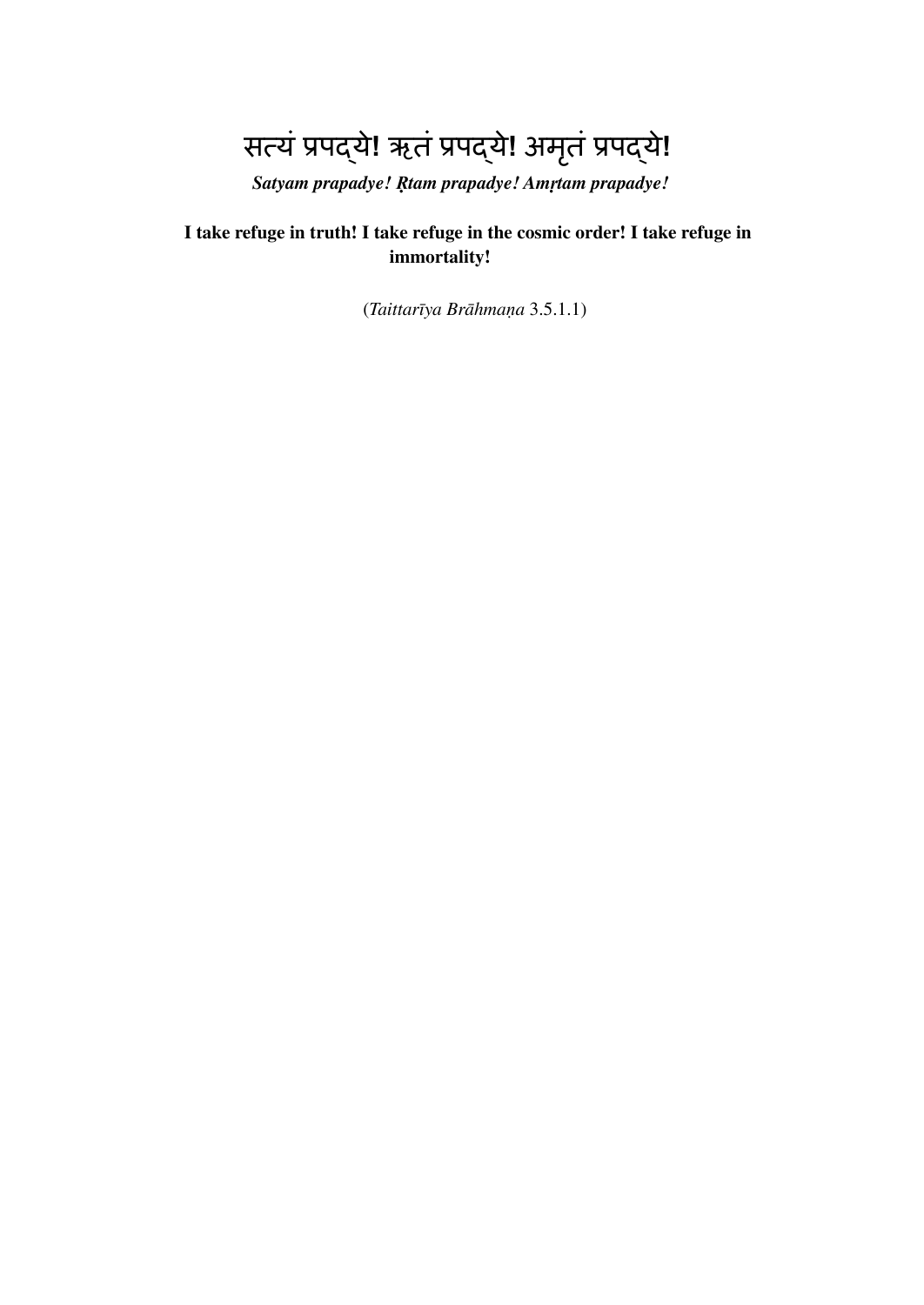# सत्यं प्रपद्ये! ऋतं प्रपद्ये! अमृतं प्रपद्ये!

***Satyam prapadye! Ṛtam prapadye! Amṛtam prapadye!***

**I take refuge in truth! I take refuge in the cosmic order! I take refuge in immortality!**

(*Taittarīya Brāhmaṇa* 3.5.1.1)